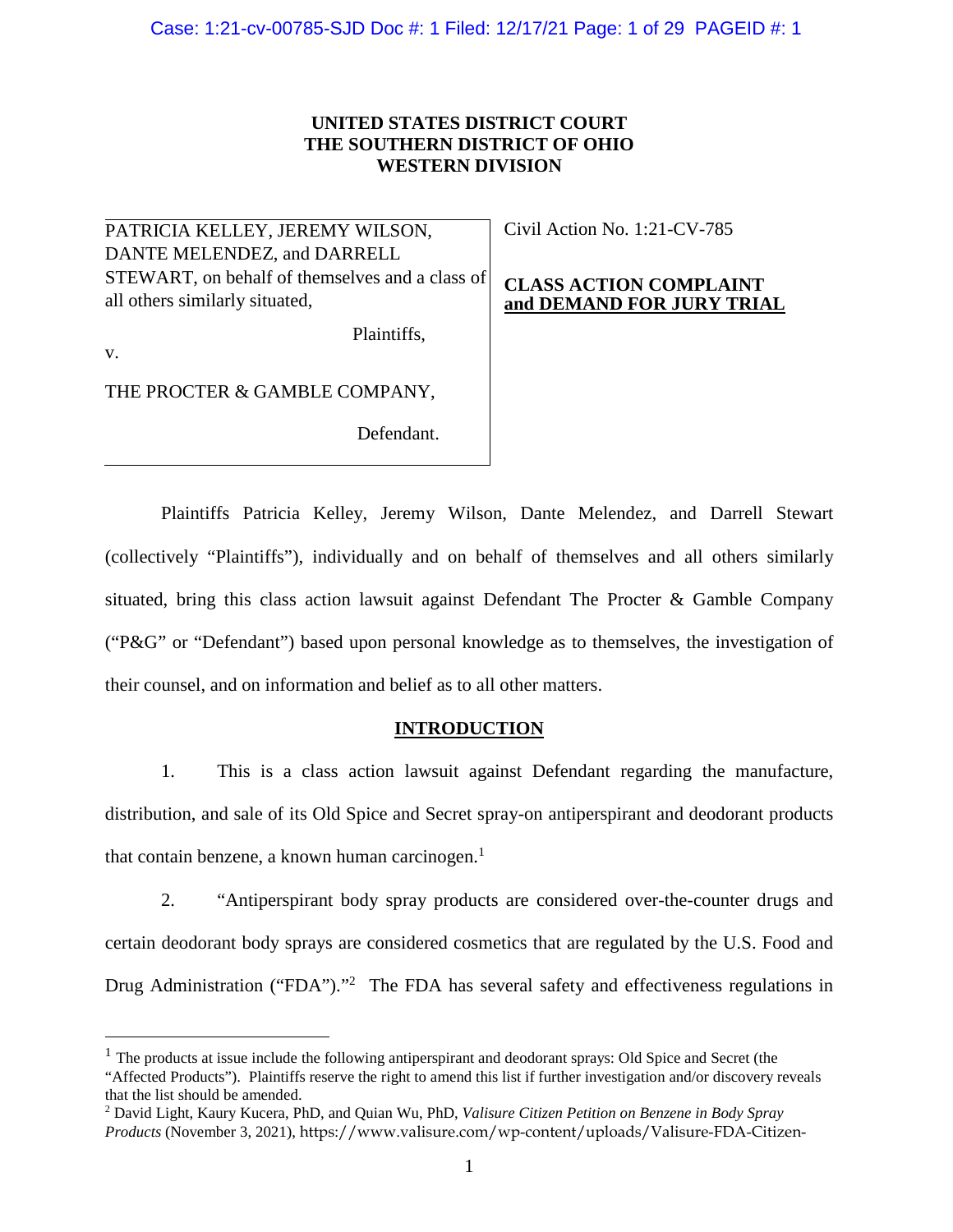**UNITED STATES DISTRICT COURT**
**THE SOUTHERN DISTRICT OF OHIO**
**WESTERN DIVISION**

| | |
|---|---|
| PATRICIA KELLEY, JEREMY WILSON, DANTE MELENDEZ, and DARRELL STEWART, on behalf of themselves and a class of all others similarly situated,<br><br>Plaintiffs,<br><br>v.<br><br>THE PROCTER & GAMBLE COMPANY,<br><br>Defendant. | Civil Action No. 1:21-CV-785<br><br>**CLASS ACTION COMPLAINT and DEMAND FOR JURY TRIAL** |

Plaintiffs Patricia Kelley, Jeremy Wilson, Dante Melendez, and Darrell Stewart (collectively "Plaintiffs"), individually and on behalf of themselves and all others similarly situated, bring this class action lawsuit against Defendant The Procter & Gamble Company ("P&G" or "Defendant") based upon personal knowledge as to themselves, the investigation of their counsel, and on information and belief as to all other matters.

## INTRODUCTION

1. This is a class action lawsuit against Defendant regarding the manufacture, distribution, and sale of its Old Spice and Secret spray-on antiperspirant and deodorant products that contain benzene, a known human carcinogen.[1]

2. "Antiperspirant body spray products are considered over-the-counter drugs and certain deodorant body sprays are considered cosmetics that are regulated by the U.S. Food and Drug Administration ("FDA")."[2] The FDA has several safety and effectiveness regulations in

---

[1] The products at issue include the following antiperspirant and deodorant sprays: Old Spice and Secret (the "Affected Products"). Plaintiffs reserve the right to amend this list if further investigation and/or discovery reveals that the list should be amended.

[2] David Light, Kaury Kucera, PhD, and Quian Wu, PhD, *Valisure Citizen Petition on Benzene in Body Spray Products* (November 3, 2021), https://www.valisure.com/wp-content/uploads/Valisure-FDA-Citizen-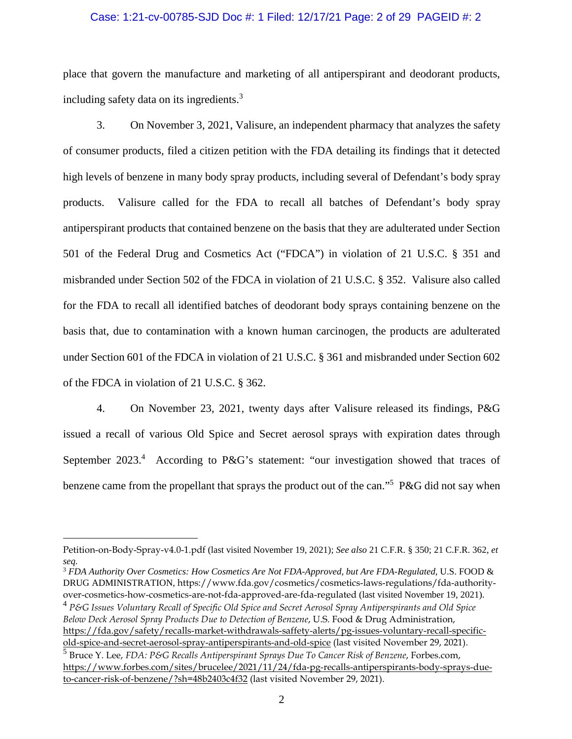place that govern the manufacture and marketing of all antiperspirant and deodorant products, including safety data on its ingredients.[3]

3. On November 3, 2021, Valisure, an independent pharmacy that analyzes the safety of consumer products, filed a citizen petition with the FDA detailing its findings that it detected high levels of benzene in many body spray products, including several of Defendant's body spray products. Valisure called for the FDA to recall all batches of Defendant's body spray antiperspirant products that contained benzene on the basis that they are adulterated under Section 501 of the Federal Drug and Cosmetics Act ("FDCA") in violation of 21 U.S.C. § 351 and misbranded under Section 502 of the FDCA in violation of 21 U.S.C. § 352. Valisure also called for the FDA to recall all identified batches of deodorant body sprays containing benzene on the basis that, due to contamination with a known human carcinogen, the products are adulterated under Section 601 of the FDCA in violation of 21 U.S.C. § 361 and misbranded under Section 602 of the FDCA in violation of 21 U.S.C. § 362.

4. On November 23, 2021, twenty days after Valisure released its findings, P&G issued a recall of various Old Spice and Secret aerosol sprays with expiration dates through September 2023.[4] According to P&G's statement: "our investigation showed that traces of benzene came from the propellant that sprays the product out of the can."[5] P&G did not say when

---

Petition-on-Body-Spray-v4.0-1.pdf (last visited November 19, 2021); *See also* 21 C.F.R. § 350; 21 C.F.R. 362, *et seq.*

[3] *FDA Authority Over Cosmetics: How Cosmetics Are Not FDA-Approved, but Are FDA-Regulated*, U.S. FOOD & DRUG ADMINISTRATION, https://www.fda.gov/cosmetics/cosmetics-laws-regulations/fda-authority-over-cosmetics-how-cosmetics-are-not-fda-approved-are-fda-regulated (last visited November 19, 2021).

[4] *P&G Issues Voluntary Recall of Specific Old Spice and Secret Aerosol Spray Antiperspirants and Old Spice Below Deck Aerosol Spray Products Due to Detection of Benzene*, U.S. Food & Drug Administration, https://fda.gov/safety/recalls-market-withdrawals-saffety-alerts/pg-issues-voluntary-recall-specific-old-spice-and-secret-aerosol-spray-antiperspirants-and-old-spice (last visited November 29, 2021).

[5] Bruce Y. Lee, *FDA: P&G Recalls Antiperspirant Sprays Due To Cancer Risk of Benzene*, Forbes.com, https://www.forbes.com/sites/brucelee/2021/11/24/fda-pg-recalls-antiperspirants-body-sprays-due-to-cancer-risk-of-benzene/?sh=48b2403c4f32 (last visited November 29, 2021).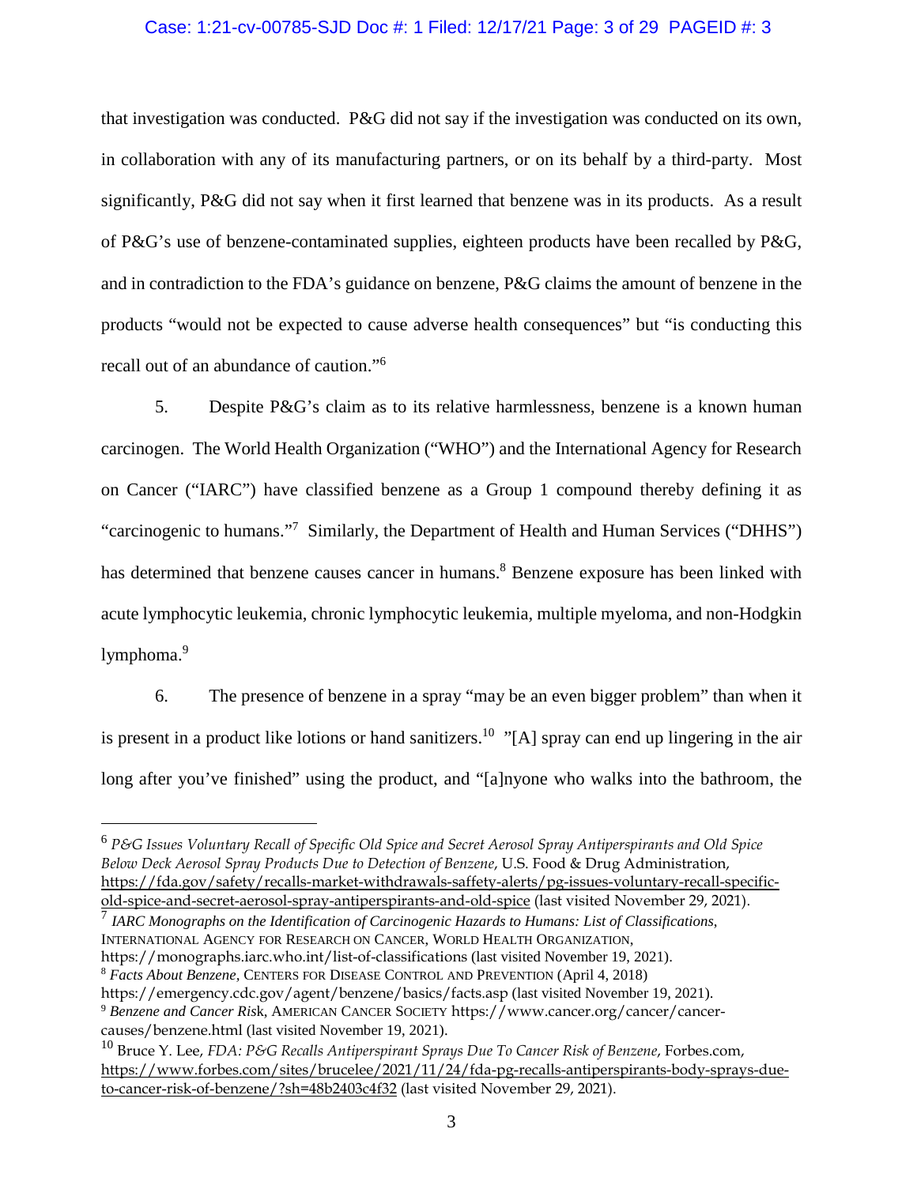that investigation was conducted. P&G did not say if the investigation was conducted on its own, in collaboration with any of its manufacturing partners, or on its behalf by a third-party. Most significantly, P&G did not say when it first learned that benzene was in its products. As a result of P&G's use of benzene-contaminated supplies, eighteen products have been recalled by P&G, and in contradiction to the FDA's guidance on benzene, P&G claims the amount of benzene in the products "would not be expected to cause adverse health consequences" but "is conducting this recall out of an abundance of caution."[6]

5. Despite P&G's claim as to its relative harmlessness, benzene is a known human carcinogen. The World Health Organization ("WHO") and the International Agency for Research on Cancer ("IARC") have classified benzene as a Group 1 compound thereby defining it as "carcinogenic to humans."[7] Similarly, the Department of Health and Human Services ("DHHS") has determined that benzene causes cancer in humans.[8] Benzene exposure has been linked with acute lymphocytic leukemia, chronic lymphocytic leukemia, multiple myeloma, and non-Hodgkin lymphoma.[9]

6. The presence of benzene in a spray "may be an even bigger problem" than when it is present in a product like lotions or hand sanitizers.[10] "[A] spray can end up lingering in the air long after you've finished" using the product, and "[a]nyone who walks into the bathroom, the

---

[6] *P&G Issues Voluntary Recall of Specific Old Spice and Secret Aerosol Spray Antiperspirants and Old Spice Below Deck Aerosol Spray Products Due to Detection of Benzene*, U.S. Food & Drug Administration, https://fda.gov/safety/recalls-market-withdrawals-saffety-alerts/pg-issues-voluntary-recall-specific-old-spice-and-secret-aerosol-spray-antiperspirants-and-old-spice (last visited November 29, 2021).

[7] *IARC Monographs on the Identification of Carcinogenic Hazards to Humans: List of Classifications*, International Agency for Research on Cancer, World Health Organization, https://monographs.iarc.who.int/list-of-classifications (last visited November 19, 2021).

[8] *Facts About Benzene*, Centers for Disease Control and Prevention (April 4, 2018) https://emergency.cdc.gov/agent/benzene/basics/facts.asp (last visited November 19, 2021).

[9] *Benzene and Cancer Risk*, American Cancer Society https://www.cancer.org/cancer/cancer-causes/benzene.html (last visited November 19, 2021).

[10] Bruce Y. Lee, *FDA: P&G Recalls Antiperspirant Sprays Due To Cancer Risk of Benzene*, Forbes.com, https://www.forbes.com/sites/brucelee/2021/11/24/fda-pg-recalls-antiperspirants-body-sprays-due-to-cancer-risk-of-benzene/?sh=48b2403c4f32 (last visited November 29, 2021).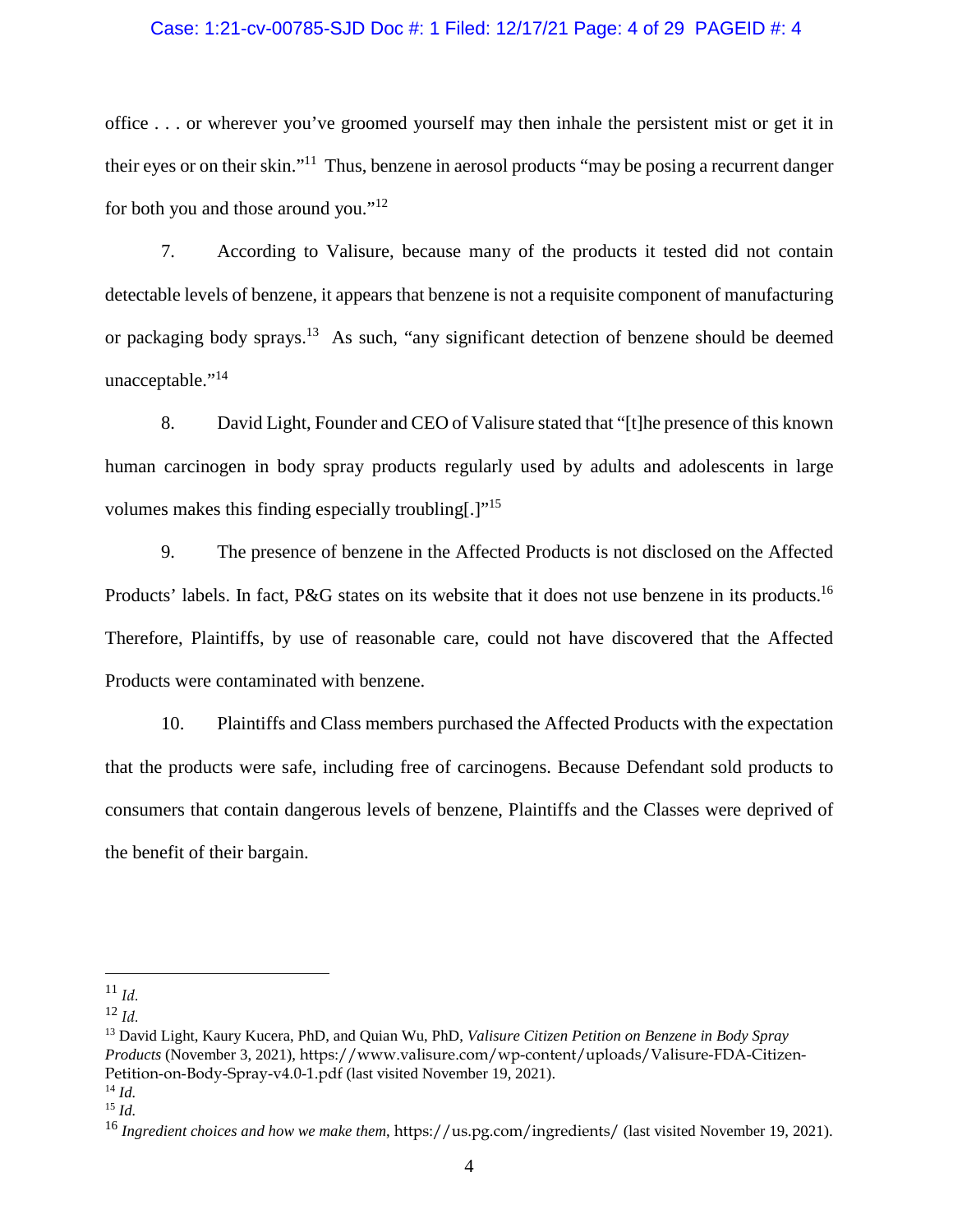office . . . or wherever you've groomed yourself may then inhale the persistent mist or get it in their eyes or on their skin."[11] Thus, benzene in aerosol products "may be posing a recurrent danger for both you and those around you."[12]

7. According to Valisure, because many of the products it tested did not contain detectable levels of benzene, it appears that benzene is not a requisite component of manufacturing or packaging body sprays.[13] As such, "any significant detection of benzene should be deemed unacceptable."[14]

8. David Light, Founder and CEO of Valisure stated that "[t]he presence of this known human carcinogen in body spray products regularly used by adults and adolescents in large volumes makes this finding especially troubling[.]"[15]

9. The presence of benzene in the Affected Products is not disclosed on the Affected Products' labels. In fact, P&G states on its website that it does not use benzene in its products.[16] Therefore, Plaintiffs, by use of reasonable care, could not have discovered that the Affected Products were contaminated with benzene.

10. Plaintiffs and Class members purchased the Affected Products with the expectation that the products were safe, including free of carcinogens. Because Defendant sold products to consumers that contain dangerous levels of benzene, Plaintiffs and the Classes were deprived of the benefit of their bargain.

---

[11] *Id.*

[12] *Id.*

[13] David Light, Kaury Kucera, PhD, and Quian Wu, PhD, *Valisure Citizen Petition on Benzene in Body Spray Products* (November 3, 2021), https://www.valisure.com/wp-content/uploads/Valisure-FDA-Citizen-Petition-on-Body-Spray-v4.0-1.pdf (last visited November 19, 2021).

[14] *Id.*

[15] *Id.*

[16] *Ingredient choices and how we make them*, https://us.pg.com/ingredients/ (last visited November 19, 2021).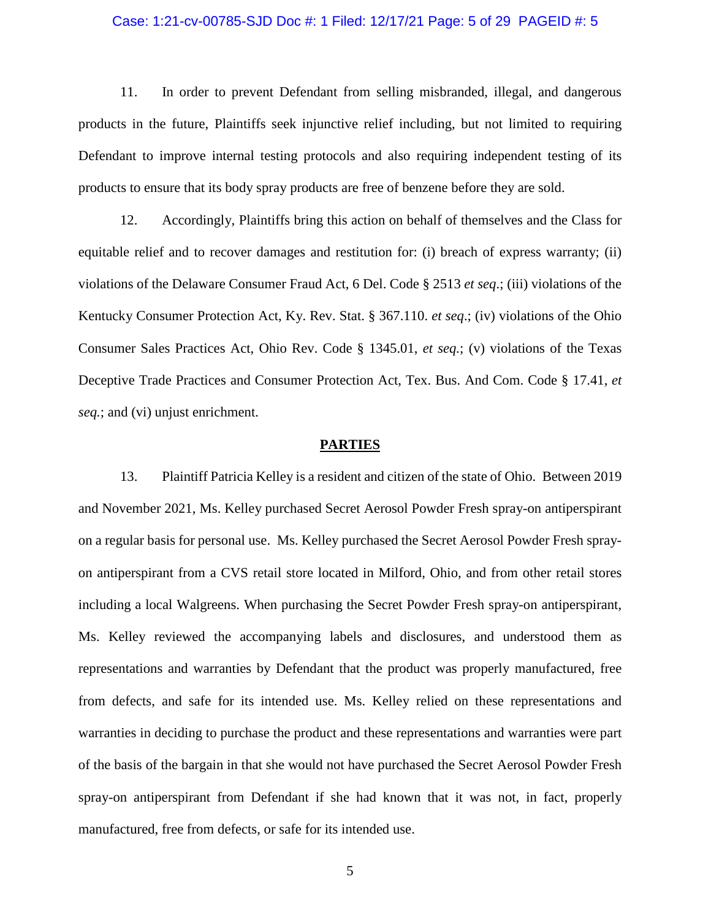11. In order to prevent Defendant from selling misbranded, illegal, and dangerous products in the future, Plaintiffs seek injunctive relief including, but not limited to requiring Defendant to improve internal testing protocols and also requiring independent testing of its products to ensure that its body spray products are free of benzene before they are sold.

12. Accordingly, Plaintiffs bring this action on behalf of themselves and the Class for equitable relief and to recover damages and restitution for: (i) breach of express warranty; (ii) violations of the Delaware Consumer Fraud Act, 6 Del. Code § 2513 *et seq*.; (iii) violations of the Kentucky Consumer Protection Act, Ky. Rev. Stat. § 367.110. *et seq*.; (iv) violations of the Ohio Consumer Sales Practices Act, Ohio Rev. Code § 1345.01, *et seq.*; (v) violations of the Texas Deceptive Trade Practices and Consumer Protection Act, Tex. Bus. And Com. Code § 17.41, *et seq.*; and (vi) unjust enrichment.

## PARTIES

13. Plaintiff Patricia Kelley is a resident and citizen of the state of Ohio. Between 2019 and November 2021, Ms. Kelley purchased Secret Aerosol Powder Fresh spray-on antiperspirant on a regular basis for personal use. Ms. Kelley purchased the Secret Aerosol Powder Fresh spray-on antiperspirant from a CVS retail store located in Milford, Ohio, and from other retail stores including a local Walgreens. When purchasing the Secret Powder Fresh spray-on antiperspirant, Ms. Kelley reviewed the accompanying labels and disclosures, and understood them as representations and warranties by Defendant that the product was properly manufactured, free from defects, and safe for its intended use. Ms. Kelley relied on these representations and warranties in deciding to purchase the product and these representations and warranties were part of the basis of the bargain in that she would not have purchased the Secret Aerosol Powder Fresh spray-on antiperspirant from Defendant if she had known that it was not, in fact, properly manufactured, free from defects, or safe for its intended use.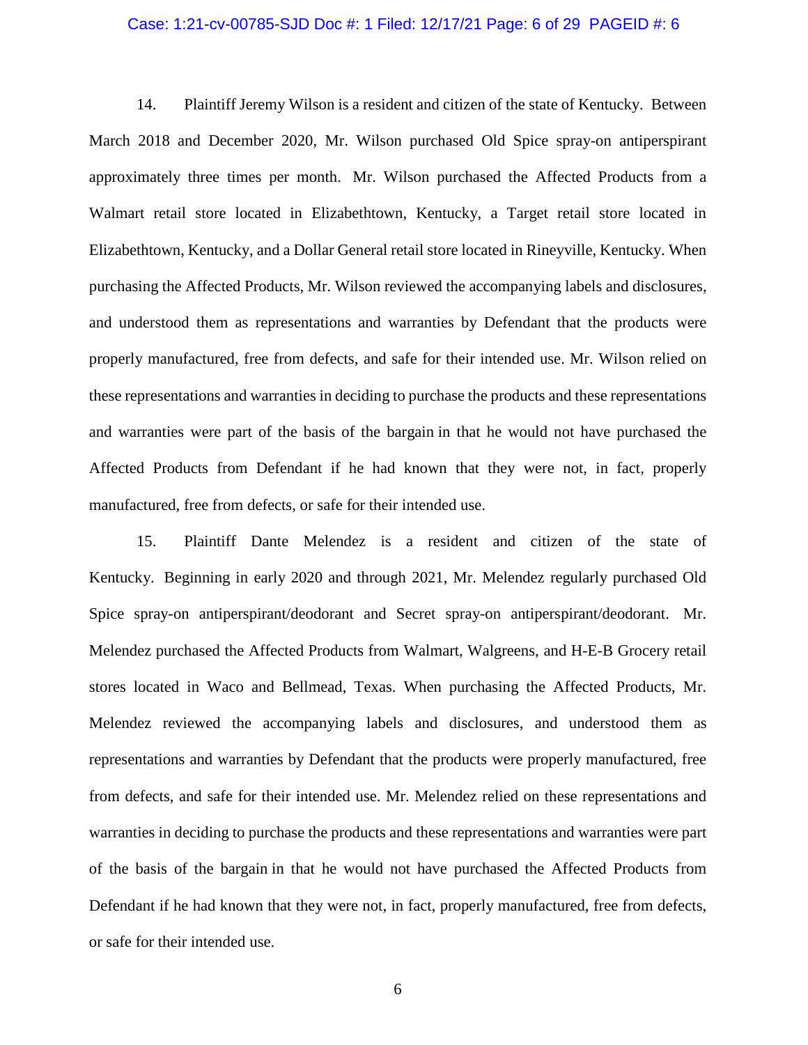14. Plaintiff Jeremy Wilson is a resident and citizen of the state of Kentucky. Between March 2018 and December 2020, Mr. Wilson purchased Old Spice spray-on antiperspirant approximately three times per month. Mr. Wilson purchased the Affected Products from a Walmart retail store located in Elizabethtown, Kentucky, a Target retail store located in Elizabethtown, Kentucky, and a Dollar General retail store located in Rineyville, Kentucky. When purchasing the Affected Products, Mr. Wilson reviewed the accompanying labels and disclosures, and understood them as representations and warranties by Defendant that the products were properly manufactured, free from defects, and safe for their intended use. Mr. Wilson relied on these representations and warranties in deciding to purchase the products and these representations and warranties were part of the basis of the bargain in that he would not have purchased the Affected Products from Defendant if he had known that they were not, in fact, properly manufactured, free from defects, or safe for their intended use.

15. Plaintiff Dante Melendez is a resident and citizen of the state of Kentucky. Beginning in early 2020 and through 2021, Mr. Melendez regularly purchased Old Spice spray-on antiperspirant/deodorant and Secret spray-on antiperspirant/deodorant. Mr. Melendez purchased the Affected Products from Walmart, Walgreens, and H-E-B Grocery retail stores located in Waco and Bellmead, Texas. When purchasing the Affected Products, Mr. Melendez reviewed the accompanying labels and disclosures, and understood them as representations and warranties by Defendant that the products were properly manufactured, free from defects, and safe for their intended use. Mr. Melendez relied on these representations and warranties in deciding to purchase the products and these representations and warranties were part of the basis of the bargain in that he would not have purchased the Affected Products from Defendant if he had known that they were not, in fact, properly manufactured, free from defects, or safe for their intended use.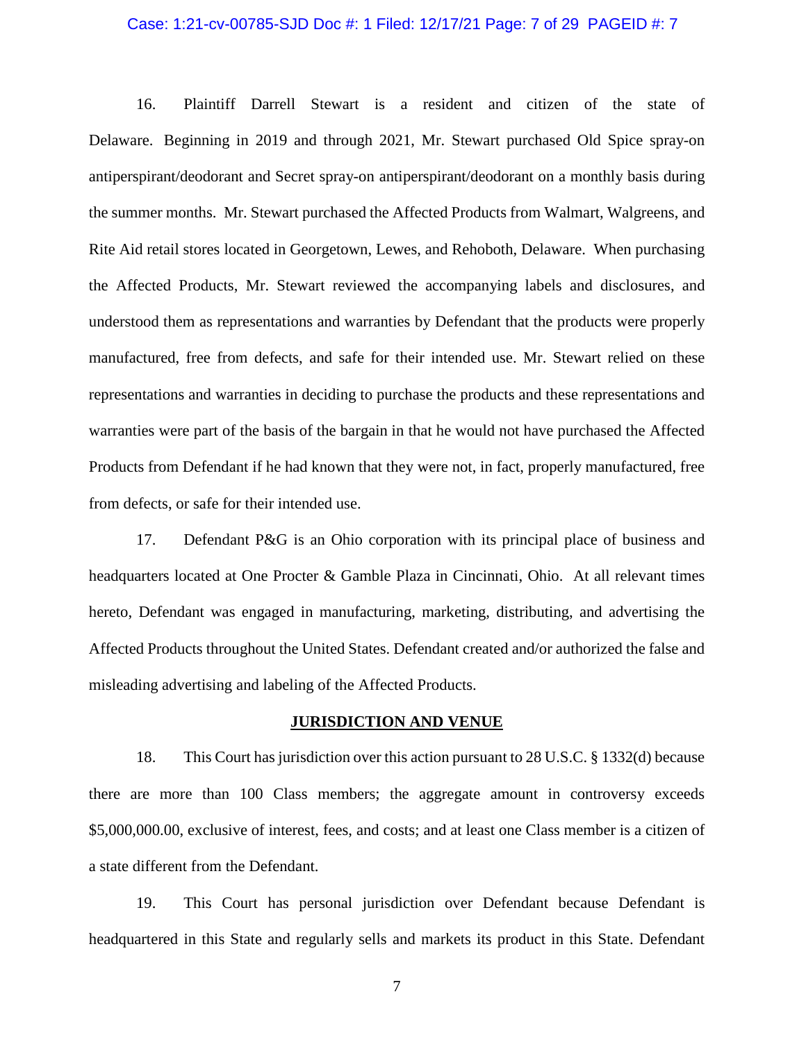16. Plaintiff Darrell Stewart is a resident and citizen of the state of Delaware. Beginning in 2019 and through 2021, Mr. Stewart purchased Old Spice spray-on antiperspirant/deodorant and Secret spray-on antiperspirant/deodorant on a monthly basis during the summer months. Mr. Stewart purchased the Affected Products from Walmart, Walgreens, and Rite Aid retail stores located in Georgetown, Lewes, and Rehoboth, Delaware. When purchasing the Affected Products, Mr. Stewart reviewed the accompanying labels and disclosures, and understood them as representations and warranties by Defendant that the products were properly manufactured, free from defects, and safe for their intended use. Mr. Stewart relied on these representations and warranties in deciding to purchase the products and these representations and warranties were part of the basis of the bargain in that he would not have purchased the Affected Products from Defendant if he had known that they were not, in fact, properly manufactured, free from defects, or safe for their intended use.

17. Defendant P&G is an Ohio corporation with its principal place of business and headquarters located at One Procter & Gamble Plaza in Cincinnati, Ohio. At all relevant times hereto, Defendant was engaged in manufacturing, marketing, distributing, and advertising the Affected Products throughout the United States. Defendant created and/or authorized the false and misleading advertising and labeling of the Affected Products.

## JURISDICTION AND VENUE

18. This Court has jurisdiction over this action pursuant to 28 U.S.C. § 1332(d) because there are more than 100 Class members; the aggregate amount in controversy exceeds $5,000,000.00, exclusive of interest, fees, and costs; and at least one Class member is a citizen of a state different from the Defendant.

19. This Court has personal jurisdiction over Defendant because Defendant is headquartered in this State and regularly sells and markets its product in this State. Defendant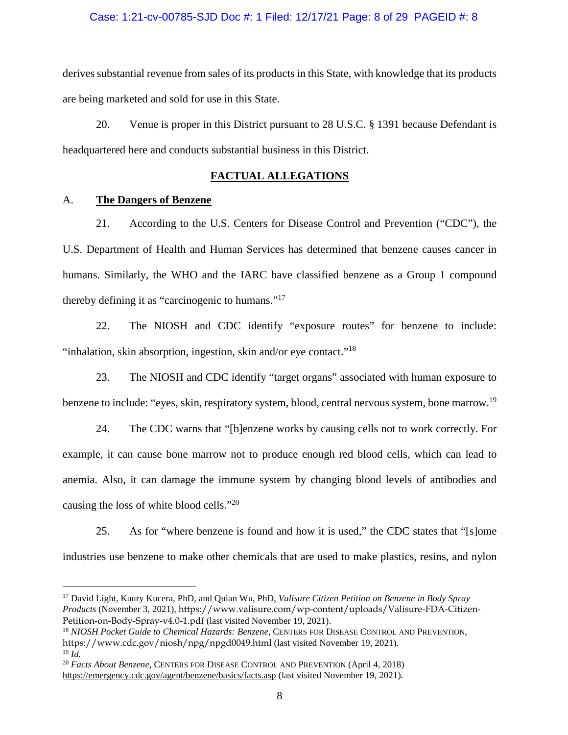derives substantial revenue from sales of its products in this State, with knowledge that its products are being marketed and sold for use in this State.

20. Venue is proper in this District pursuant to 28 U.S.C. § 1391 because Defendant is headquartered here and conducts substantial business in this District.

## FACTUAL ALLEGATIONS

### A. The Dangers of Benzene

21. According to the U.S. Centers for Disease Control and Prevention ("CDC"), the U.S. Department of Health and Human Services has determined that benzene causes cancer in humans. Similarly, the WHO and the IARC have classified benzene as a Group 1 compound thereby defining it as "carcinogenic to humans."[17]

22. The NIOSH and CDC identify "exposure routes" for benzene to include: "inhalation, skin absorption, ingestion, skin and/or eye contact."[18]

23. The NIOSH and CDC identify "target organs" associated with human exposure to benzene to include: "eyes, skin, respiratory system, blood, central nervous system, bone marrow.[19]

24. The CDC warns that "[b]enzene works by causing cells not to work correctly. For example, it can cause bone marrow not to produce enough red blood cells, which can lead to anemia. Also, it can damage the immune system by changing blood levels of antibodies and causing the loss of white blood cells."[20]

25. As for "where benzene is found and how it is used," the CDC states that "[s]ome industries use benzene to make other chemicals that are used to make plastics, resins, and nylon

---

[17] David Light, Kaury Kucera, PhD, and Quian Wu, PhD, *Valisure Citizen Petition on Benzene in Body Spray Products* (November 3, 2021), https://www.valisure.com/wp-content/uploads/Valisure-FDA-Citizen-Petition-on-Body-Spray-v4.0-1.pdf (last visited November 19, 2021).

[18] *NIOSH Pocket Guide to Chemical Hazards: Benzene*, CENTERS FOR DISEASE CONTROL AND PREVENTION, https://www.cdc.gov/niosh/npg/npgd0049.html (last visited November 19, 2021).

[19] *Id.*

[20] *Facts About Benzene*, CENTERS FOR DISEASE CONTROL AND PREVENTION (April 4, 2018) https://emergency.cdc.gov/agent/benzene/basics/facts.asp (last visited November 19, 2021).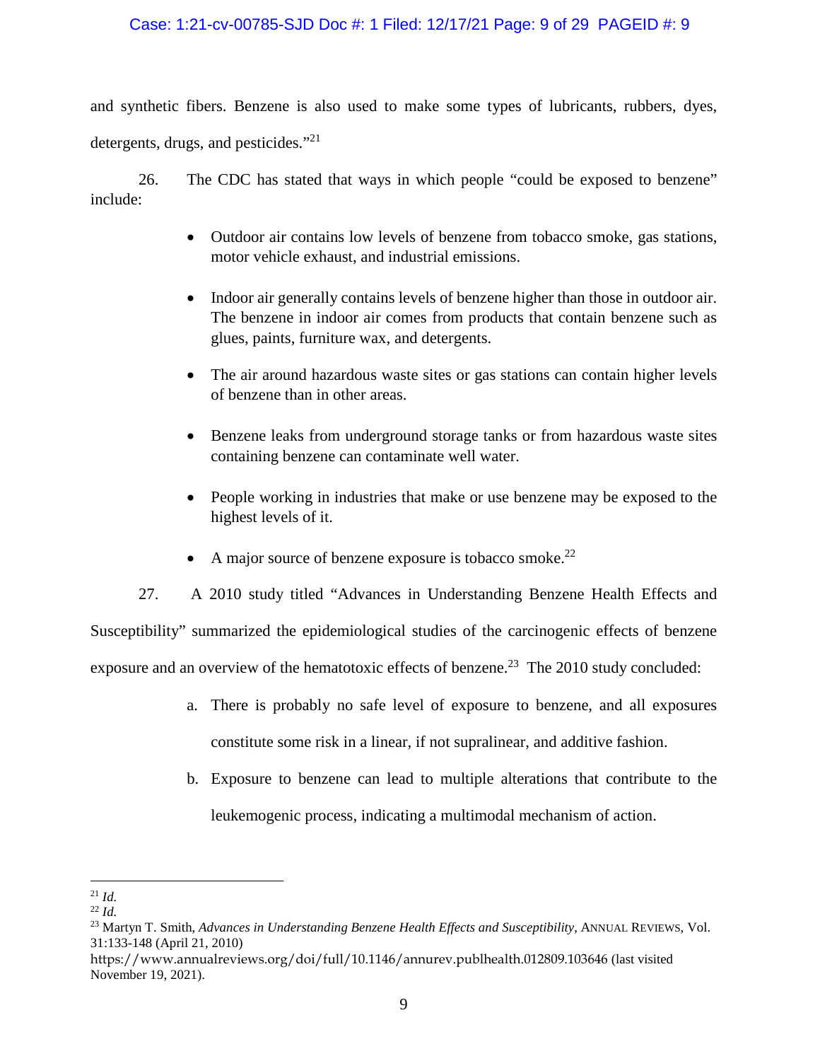and synthetic fibers. Benzene is also used to make some types of lubricants, rubbers, dyes, detergents, drugs, and pesticides."[21]

26. The CDC has stated that ways in which people "could be exposed to benzene" include:

- Outdoor air contains low levels of benzene from tobacco smoke, gas stations, motor vehicle exhaust, and industrial emissions.
- Indoor air generally contains levels of benzene higher than those in outdoor air. The benzene in indoor air comes from products that contain benzene such as glues, paints, furniture wax, and detergents.
- The air around hazardous waste sites or gas stations can contain higher levels of benzene than in other areas.
- Benzene leaks from underground storage tanks or from hazardous waste sites containing benzene can contaminate well water.
- People working in industries that make or use benzene may be exposed to the highest levels of it.
- A major source of benzene exposure is tobacco smoke.[22]

27. A 2010 study titled "Advances in Understanding Benzene Health Effects and Susceptibility" summarized the epidemiological studies of the carcinogenic effects of benzene exposure and an overview of the hematotoxic effects of benzene.[23] The 2010 study concluded:

a. There is probably no safe level of exposure to benzene, and all exposures constitute some risk in a linear, if not supralinear, and additive fashion.

b. Exposure to benzene can lead to multiple alterations that contribute to the leukemogenic process, indicating a multimodal mechanism of action.

---

[21] *Id.*

[22] *Id.*

[23] Martyn T. Smith, *Advances in Understanding Benzene Health Effects and Susceptibility*, ANNUAL REVIEWS, Vol. 31:133-148 (April 21, 2010) https://www.annualreviews.org/doi/full/10.1146/annurev.publhealth.012809.103646 (last visited November 19, 2021).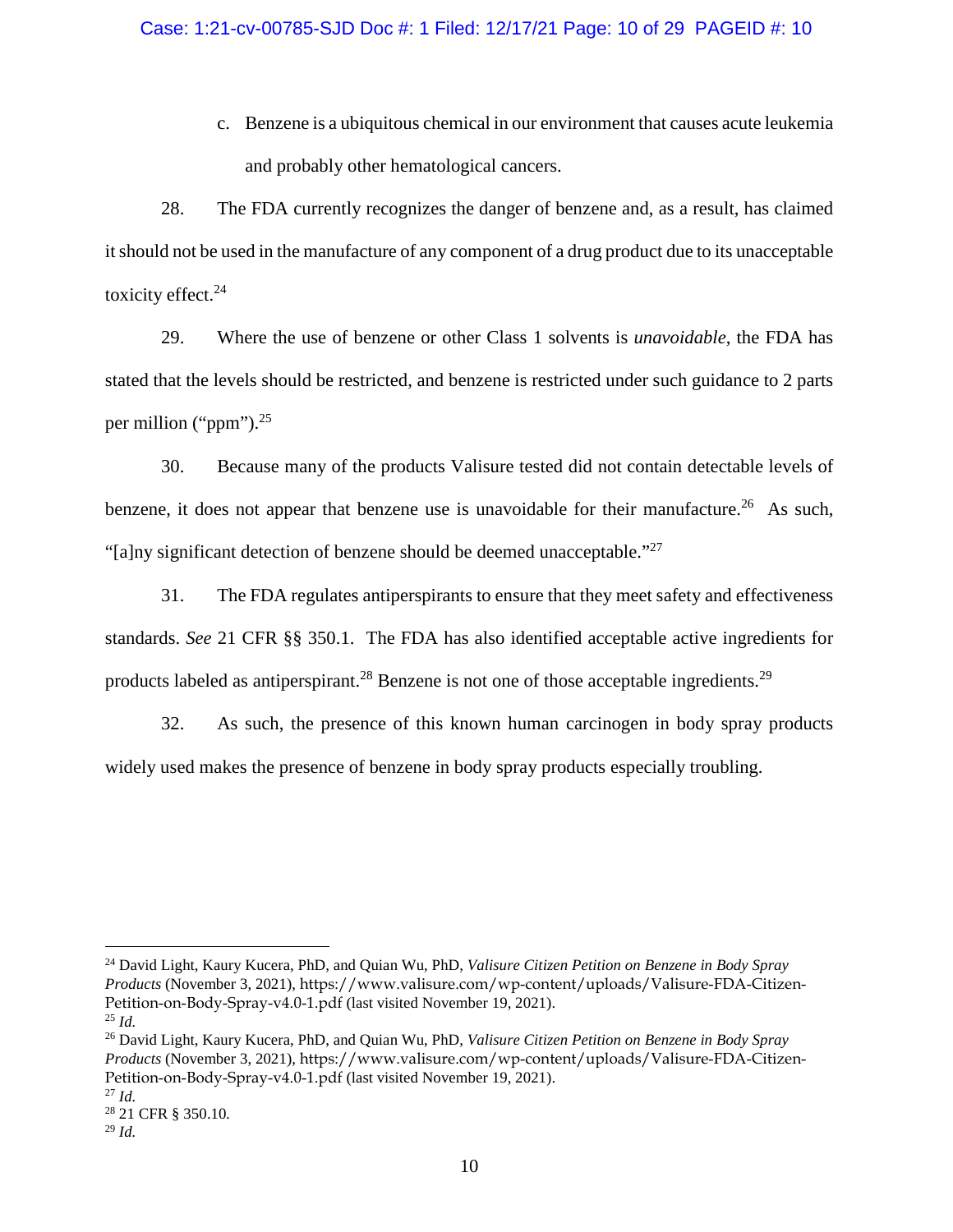c. Benzene is a ubiquitous chemical in our environment that causes acute leukemia and probably other hematological cancers.

28. The FDA currently recognizes the danger of benzene and, as a result, has claimed it should not be used in the manufacture of any component of a drug product due to its unacceptable toxicity effect.[24]

29. Where the use of benzene or other Class 1 solvents is *unavoidable*, the FDA has stated that the levels should be restricted, and benzene is restricted under such guidance to 2 parts per million ("ppm").[25]

30. Because many of the products Valisure tested did not contain detectable levels of benzene, it does not appear that benzene use is unavoidable for their manufacture.[26] As such, "[a]ny significant detection of benzene should be deemed unacceptable."[27]

31. The FDA regulates antiperspirants to ensure that they meet safety and effectiveness standards. *See* 21 CFR §§ 350.1. The FDA has also identified acceptable active ingredients for products labeled as antiperspirant.[28] Benzene is not one of those acceptable ingredients.[29]

32. As such, the presence of this known human carcinogen in body spray products widely used makes the presence of benzene in body spray products especially troubling.

---

[24] David Light, Kaury Kucera, PhD, and Quian Wu, PhD, *Valisure Citizen Petition on Benzene in Body Spray Products* (November 3, 2021), https://www.valisure.com/wp-content/uploads/Valisure-FDA-Citizen-Petition-on-Body-Spray-v4.0-1.pdf (last visited November 19, 2021).

[25] *Id.*

[26] David Light, Kaury Kucera, PhD, and Quian Wu, PhD, *Valisure Citizen Petition on Benzene in Body Spray Products* (November 3, 2021), https://www.valisure.com/wp-content/uploads/Valisure-FDA-Citizen-Petition-on-Body-Spray-v4.0-1.pdf (last visited November 19, 2021).

[27] *Id.*

[28] 21 CFR § 350.10.

[29] *Id.*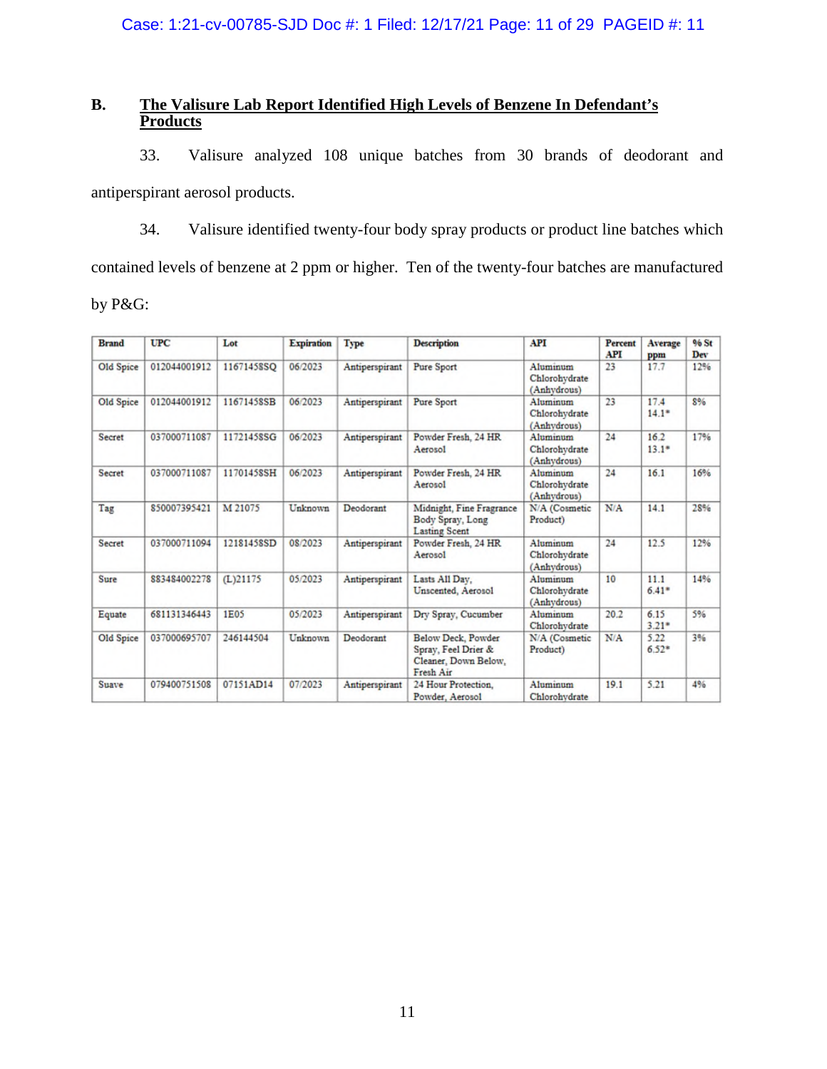## B. The Valisure Lab Report Identified High Levels of Benzene In Defendant's Products

33. Valisure analyzed 108 unique batches from 30 brands of deodorant and antiperspirant aerosol products.

34. Valisure identified twenty-four body spray products or product line batches which contained levels of benzene at 2 ppm or higher. Ten of the twenty-four batches are manufactured by P&G:

| Brand | UPC | Lot | Expiration | Type | Description | API | Percent API | Average ppm | % St Dev |
|---|---|---|---|---|---|---|---|---|---|
| Old Spice | 012044001912 | 11671458SQ | 06/2023 | Antiperspirant | Pure Sport | Aluminum Chlorohydrate (Anhydrous) | 23 | 17.7 | 12% |
| Old Spice | 012044001912 | 11671458SB | 06/2023 | Antiperspirant | Pure Sport | Aluminum Chlorohydrate (Anhydrous) | 23 | 17.4<br>14.1* | 8% |
| Secret | 037000711087 | 11721458SG | 06/2023 | Antiperspirant | Powder Fresh, 24 HR Aerosol | Aluminum Chlorohydrate (Anhydrous) | 24 | 16.2<br>13.1* | 17% |
| Secret | 037000711087 | 11701458SH | 06/2023 | Antiperspirant | Powder Fresh, 24 HR Aerosol | Aluminum Chlorohydrate (Anhydrous) | 24 | 16.1 | 16% |
| Tag | 850007395421 | M 21075 | Unknown | Deodorant | Midnight, Fine Fragrance Body Spray, Long Lasting Scent | N/A (Cosmetic Product) | N/A | 14.1 | 28% |
| Secret | 037000711094 | 12181458SD | 08/2023 | Antiperspirant | Powder Fresh, 24 HR Aerosol | Aluminum Chlorohydrate (Anhydrous) | 24 | 12.5 | 12% |
| Sure | 883484002278 | (L)21175 | 05/2023 | Antiperspirant | Lasts All Day, Unscented, Aerosol | Aluminum Chlorohydrate (Anhydrous) | 10 | 11.1<br>6.41* | 14% |
| Equate | 681131346443 | 1E05 | 05/2023 | Antiperspirant | Dry Spray, Cucumber | Aluminum Chlorohydrate | 20.2 | 6.15<br>3.21* | 5% |
| Old Spice | 037000695707 | 246144504 | Unknown | Deodorant | Below Deck, Powder Spray, Feel Drier & Cleaner, Down Below, Fresh Air | N/A (Cosmetic Product) | N/A | 5.22<br>6.52* | 3% |
| Suave | 079400751508 | 07151AD14 | 07/2023 | Antiperspirant | 24 Hour Protection, Powder, Aerosol | Aluminum Chlorohydrate | 19.1 | 5.21 | 4% |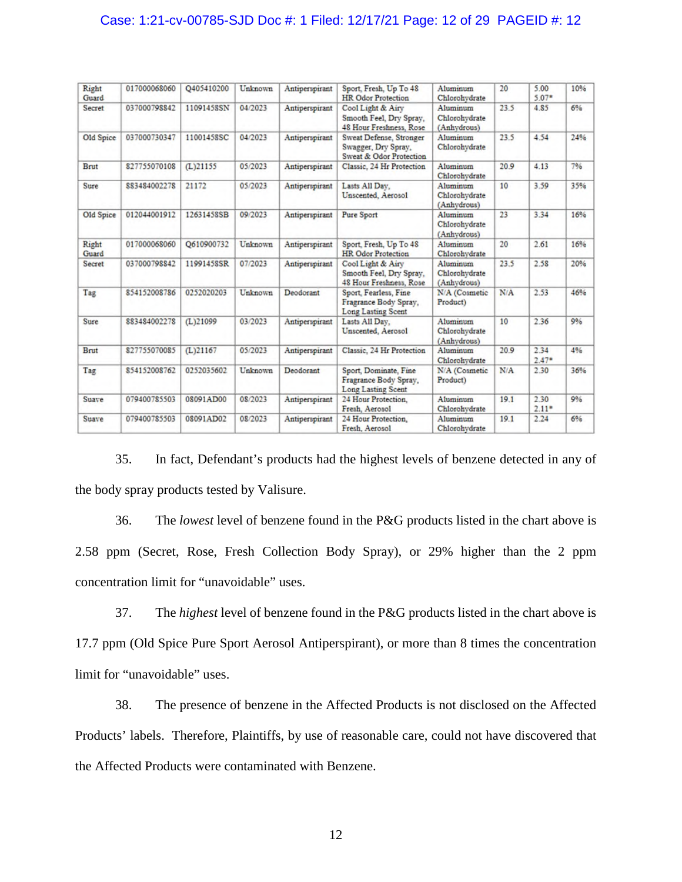| Right Guard | 017000068060 | Q405410200 | Unknown | Antiperspirant | Sport, Fresh, Up To 48 HR Odor Protection | Aluminum Chlorohydrate | 20 | 5.00 5.07* | 10% |
|---|---|---|---|---|---|---|---|---|---|
| Secret | 037000798842 | 11091458SN | 04/2023 | Antiperspirant | Cool Light & Airy Smooth Feel, Dry Spray, 48 Hour Freshness, Rose | Aluminum Chlorohydrate (Anhydrous) | 23.5 | 4.85 | 6% |
| Old Spice | 037000730347 | 11001458SC | 04/2023 | Antiperspirant | Sweat Defense, Stronger Swagger, Dry Spray, Sweat & Odor Protection | Aluminum Chlorohydrate | 23.5 | 4.54 | 24% |
| Brut | 827755070108 | (L)21155 | 05/2023 | Antiperspirant | Classic, 24 Hr Protection | Aluminum Chlorohydrate | 20.9 | 4.13 | 7% |
| Sure | 883484002278 | 21172 | 05/2023 | Antiperspirant | Lasts All Day, Unscented, Aerosol | Aluminum Chlorohydrate (Anhydrous) | 10 | 3.59 | 35% |
| Old Spice | 012044001912 | 12631458SB | 09/2023 | Antiperspirant | Pure Sport | Aluminum Chlorohydrate (Anhydrous) | 23 | 3.34 | 16% |
| Right Guard | 017000068060 | Q610900732 | Unknown | Antiperspirant | Sport, Fresh, Up To 48 HR Odor Protection | Aluminum Chlorohydrate | 20 | 2.61 | 16% |
| Secret | 037000798842 | 11991458SR | 07/2023 | Antiperspirant | Cool Light & Airy Smooth Feel, Dry Spray, 48 Hour Freshness, Rose | Aluminum Chlorohydrate (Anhydrous) | 23.5 | 2.58 | 20% |
| Tag | 854152008786 | 0252020203 | Unknown | Deodorant | Sport, Fearless, Fine Fragrance Body Spray, Long Lasting Scent | N/A (Cosmetic Product) | N/A | 2.53 | 46% |
| Sure | 883484002278 | (L)21099 | 03/2023 | Antiperspirant | Lasts All Day, Unscented, Aerosol | Aluminum Chlorohydrate (Anhydrous) | 10 | 2.36 | 9% |
| Brut | 827755070085 | (L)21167 | 05/2023 | Antiperspirant | Classic, 24 Hr Protection | Aluminum Chlorohydrate | 20.9 | 2.34 2.47* | 4% |
| Tag | 854152008762 | 0252035602 | Unknown | Deodorant | Sport, Dominate, Fine Fragrance Body Spray, Long Lasting Scent | N/A (Cosmetic Product) | N/A | 2.30 | 36% |
| Suave | 079400785503 | 08091AD00 | 08/2023 | Antiperspirant | 24 Hour Protection, Fresh, Aerosol | Aluminum Chlorohydrate | 19.1 | 2.30 2.11* | 9% |
| Suave | 079400785503 | 08091AD02 | 08/2023 | Antiperspirant | 24 Hour Protection, Fresh, Aerosol | Aluminum Chlorohydrate | 19.1 | 2.24 | 6% |

35. In fact, Defendant's products had the highest levels of benzene detected in any of the body spray products tested by Valisure.

36. The *lowest* level of benzene found in the P&G products listed in the chart above is 2.58 ppm (Secret, Rose, Fresh Collection Body Spray), or 29% higher than the 2 ppm concentration limit for "unavoidable" uses.

37. The *highest* level of benzene found in the P&G products listed in the chart above is 17.7 ppm (Old Spice Pure Sport Aerosol Antiperspirant), or more than 8 times the concentration limit for "unavoidable" uses.

38. The presence of benzene in the Affected Products is not disclosed on the Affected Products' labels. Therefore, Plaintiffs, by use of reasonable care, could not have discovered that the Affected Products were contaminated with Benzene.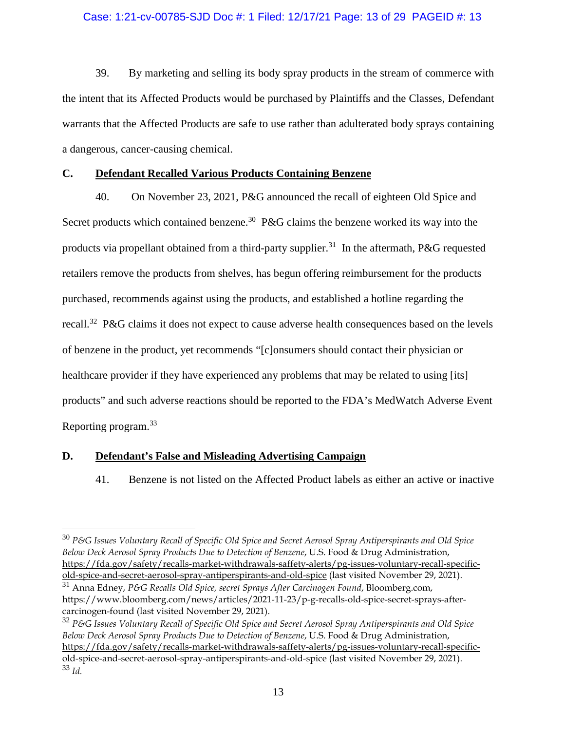39. By marketing and selling its body spray products in the stream of commerce with the intent that its Affected Products would be purchased by Plaintiffs and the Classes, Defendant warrants that the Affected Products are safe to use rather than adulterated body sprays containing a dangerous, cancer-causing chemical.

### C. Defendant Recalled Various Products Containing Benzene

40. On November 23, 2021, P&G announced the recall of eighteen Old Spice and Secret products which contained benzene.[30] P&G claims the benzene worked its way into the products via propellant obtained from a third-party supplier.[31] In the aftermath, P&G requested retailers remove the products from shelves, has begun offering reimbursement for the products purchased, recommends against using the products, and established a hotline regarding the recall.[32] P&G claims it does not expect to cause adverse health consequences based on the levels of benzene in the product, yet recommends "[c]onsumers should contact their physician or healthcare provider if they have experienced any problems that may be related to using [its] products" and such adverse reactions should be reported to the FDA's MedWatch Adverse Event Reporting program.[33]

### D. Defendant's False and Misleading Advertising Campaign

41. Benzene is not listed on the Affected Product labels as either an active or inactive

---

[30] *P&G Issues Voluntary Recall of Specific Old Spice and Secret Aerosol Spray Antiperspirants and Old Spice Below Deck Aerosol Spray Products Due to Detection of Benzene*, U.S. Food & Drug Administration, https://fda.gov/safety/recalls-market-withdrawals-saffety-alerts/pg-issues-voluntary-recall-specific-old-spice-and-secret-aerosol-spray-antiperspirants-and-old-spice (last visited November 29, 2021).

[31] Anna Edney, *P&G Recalls Old Spice, secret Sprays After Carcinogen Found*, Bloomberg.com, https://www.bloomberg.com/news/articles/2021-11-23/p-g-recalls-old-spice-secret-sprays-after-carcinogen-found (last visited November 29, 2021).

[32] *P&G Issues Voluntary Recall of Specific Old Spice and Secret Aerosol Spray Antiperspirants and Old Spice Below Deck Aerosol Spray Products Due to Detection of Benzene*, U.S. Food & Drug Administration, https://fda.gov/safety/recalls-market-withdrawals-saffety-alerts/pg-issues-voluntary-recall-specific-old-spice-and-secret-aerosol-spray-antiperspirants-and-old-spice (last visited November 29, 2021).

[33] *Id.*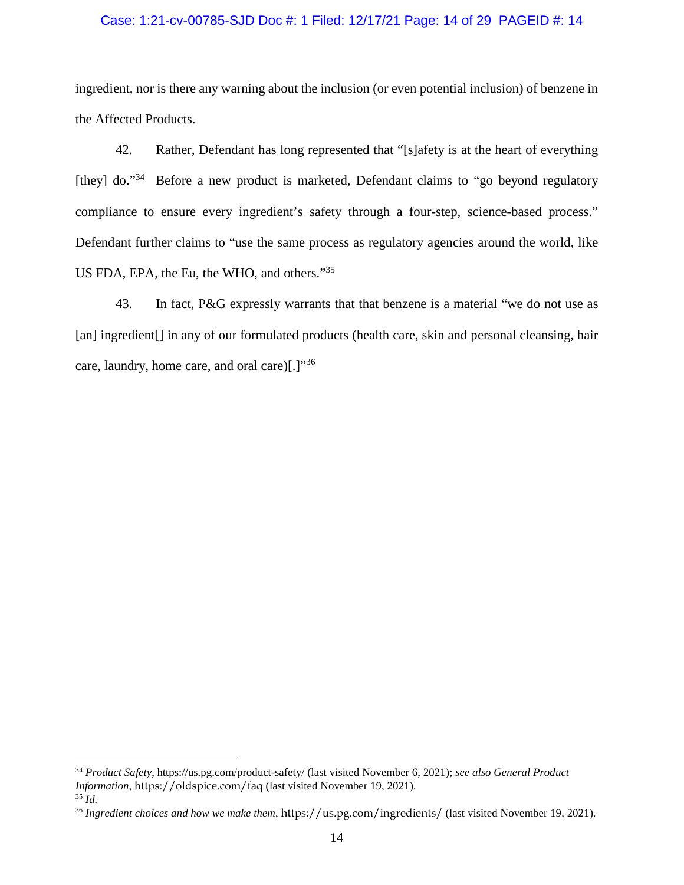ingredient, nor is there any warning about the inclusion (or even potential inclusion) of benzene in the Affected Products.

42. Rather, Defendant has long represented that "[s]afety is at the heart of everything [they] do."[34] Before a new product is marketed, Defendant claims to "go beyond regulatory compliance to ensure every ingredient's safety through a four-step, science-based process." Defendant further claims to "use the same process as regulatory agencies around the world, like US FDA, EPA, the Eu, the WHO, and others."[35]

43. In fact, P&G expressly warrants that that benzene is a material "we do not use as [an] ingredient[] in any of our formulated products (health care, skin and personal cleansing, hair care, laundry, home care, and oral care)[.]"[36]

---

[34] *Product Safety*, https://us.pg.com/product-safety/ (last visited November 6, 2021); *see also General Product Information*, https://oldspice.com/faq (last visited November 19, 2021).

[35] *Id.*

[36] *Ingredient choices and how we make them*, https://us.pg.com/ingredients/ (last visited November 19, 2021).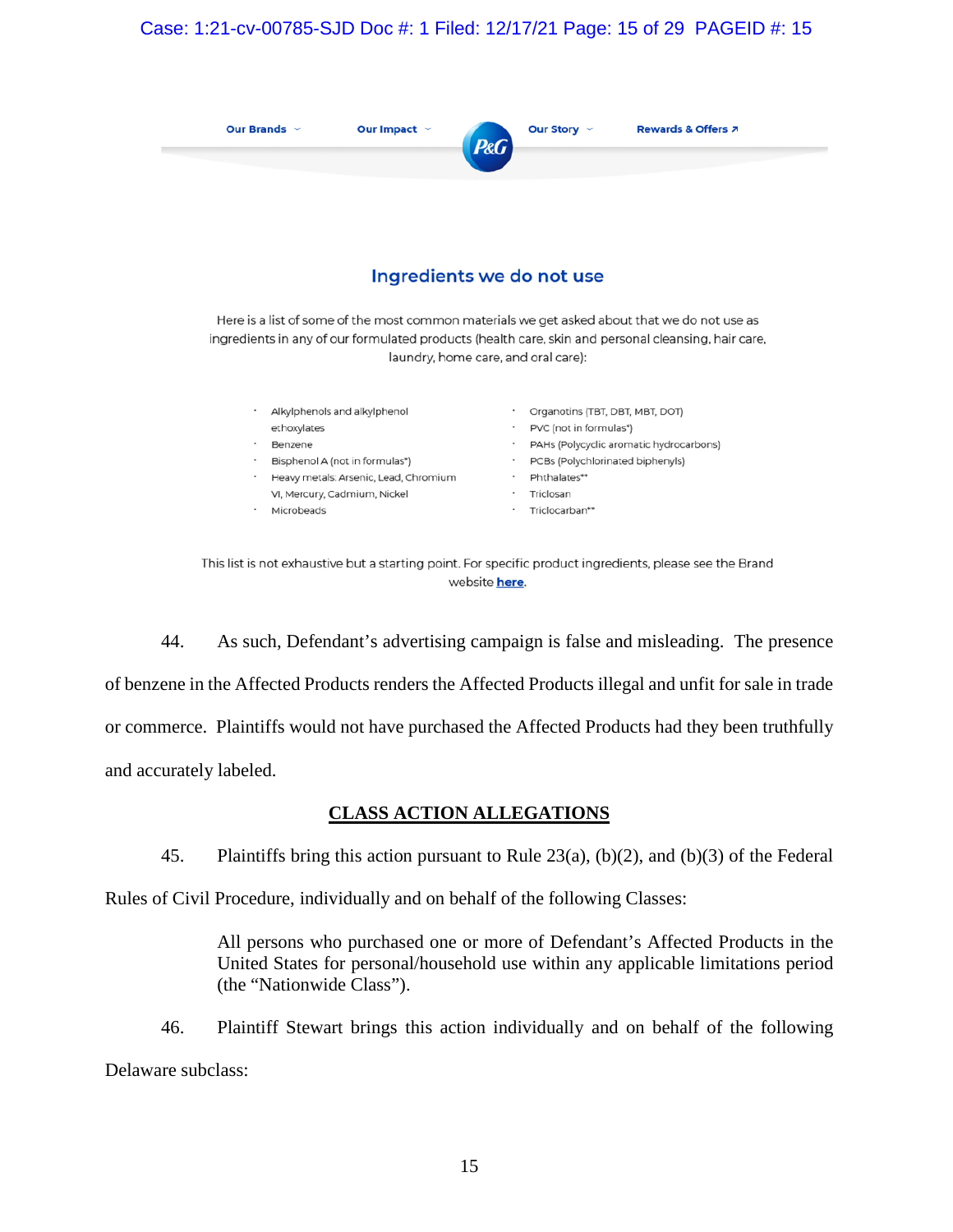Our Brands Our Impact P&G Our Story Rewards & Offers

## Ingredients we do not use

Here is a list of some of the most common materials we get asked about that we do not use as ingredients in any of our formulated products (health care, skin and personal cleansing, hair care, laundry, home care, and oral care):

- Alkylphenols and alkylphenol ethoxylates
- Benzene
- Bisphenol A (not in formulas*)
- Heavy metals: Arsenic, Lead, Chromium VI, Mercury, Cadmium, Nickel
- Microbeads
- Organotins (TBT, DBT, MBT, DOT)
- PVC (not in formulas*)
- PAHs (Polycyclic aromatic hydrocarbons)
- PCBs (Polychlorinated biphenyls)
- Phthalates**
- Triclosan
- Triclocarban**

This list is not exhaustive but a starting point. For specific product ingredients, please see the Brand website **here**.

44. As such, Defendant's advertising campaign is false and misleading. The presence of benzene in the Affected Products renders the Affected Products illegal and unfit for sale in trade or commerce. Plaintiffs would not have purchased the Affected Products had they been truthfully and accurately labeled.

## CLASS ACTION ALLEGATIONS

45. Plaintiffs bring this action pursuant to Rule 23(a), (b)(2), and (b)(3) of the Federal Rules of Civil Procedure, individually and on behalf of the following Classes:

> All persons who purchased one or more of Defendant's Affected Products in the United States for personal/household use within any applicable limitations period (the "Nationwide Class").

46. Plaintiff Stewart brings this action individually and on behalf of the following Delaware subclass: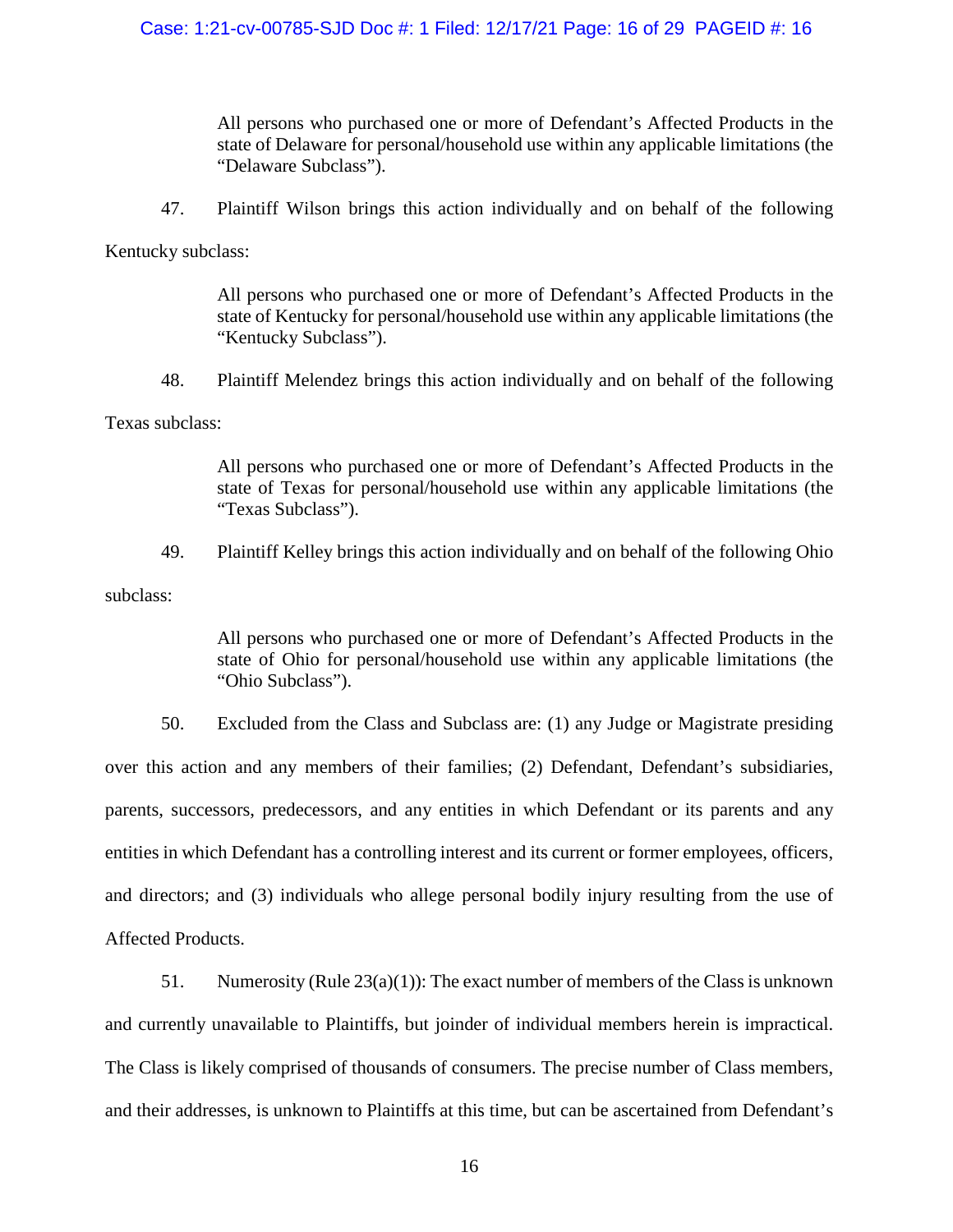> All persons who purchased one or more of Defendant's Affected Products in the state of Delaware for personal/household use within any applicable limitations (the "Delaware Subclass").

47. Plaintiff Wilson brings this action individually and on behalf of the following Kentucky subclass:

> All persons who purchased one or more of Defendant's Affected Products in the state of Kentucky for personal/household use within any applicable limitations (the "Kentucky Subclass").

48. Plaintiff Melendez brings this action individually and on behalf of the following Texas subclass:

> All persons who purchased one or more of Defendant's Affected Products in the state of Texas for personal/household use within any applicable limitations (the "Texas Subclass").

49. Plaintiff Kelley brings this action individually and on behalf of the following Ohio subclass:

> All persons who purchased one or more of Defendant's Affected Products in the state of Ohio for personal/household use within any applicable limitations (the "Ohio Subclass").

50. Excluded from the Class and Subclass are: (1) any Judge or Magistrate presiding over this action and any members of their families; (2) Defendant, Defendant's subsidiaries, parents, successors, predecessors, and any entities in which Defendant or its parents and any entities in which Defendant has a controlling interest and its current or former employees, officers, and directors; and (3) individuals who allege personal bodily injury resulting from the use of Affected Products.

51. Numerosity (Rule 23(a)(1)): The exact number of members of the Class is unknown and currently unavailable to Plaintiffs, but joinder of individual members herein is impractical. The Class is likely comprised of thousands of consumers. The precise number of Class members, and their addresses, is unknown to Plaintiffs at this time, but can be ascertained from Defendant's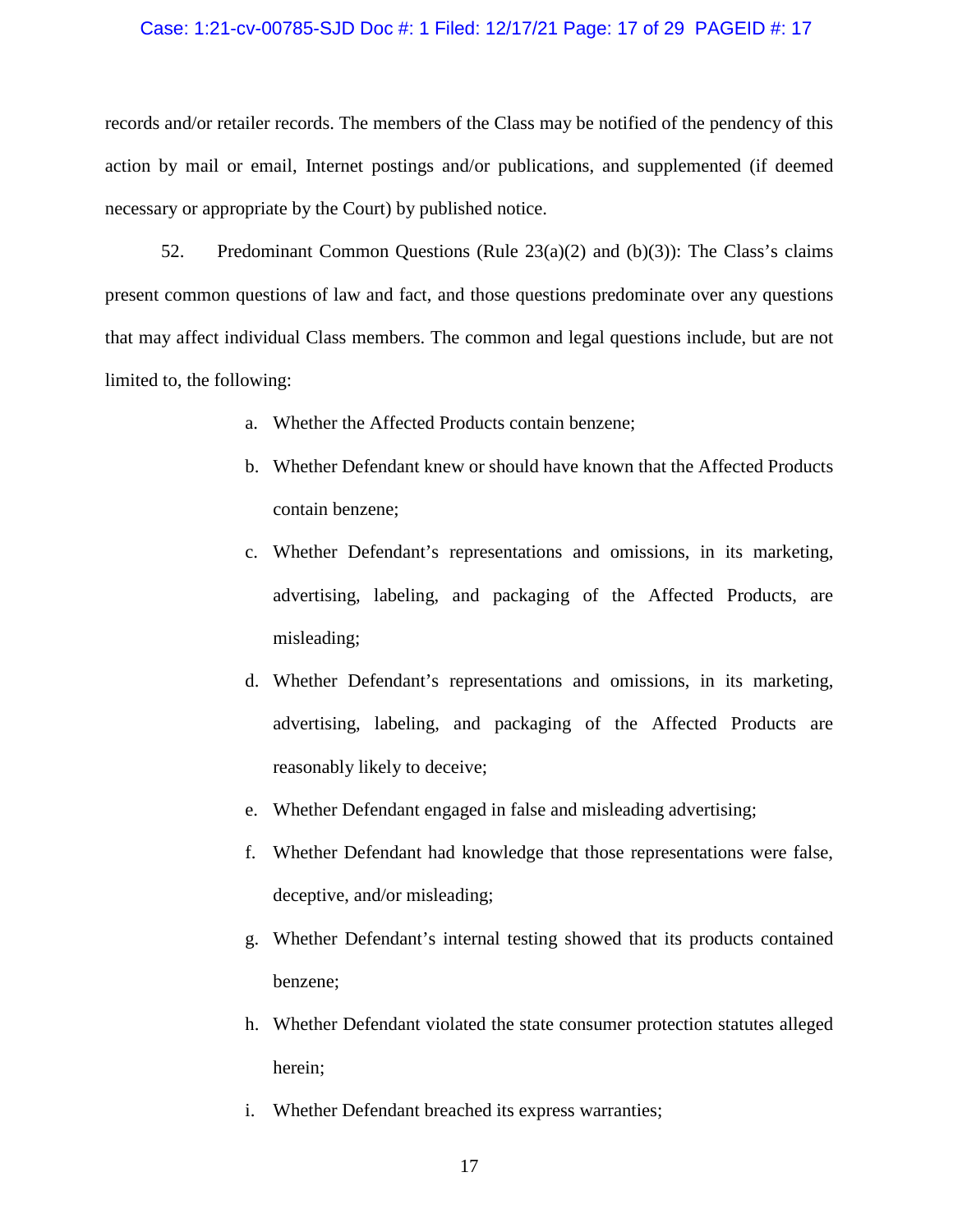records and/or retailer records. The members of the Class may be notified of the pendency of this action by mail or email, Internet postings and/or publications, and supplemented (if deemed necessary or appropriate by the Court) by published notice.

52. Predominant Common Questions (Rule 23(a)(2) and (b)(3)): The Class's claims present common questions of law and fact, and those questions predominate over any questions that may affect individual Class members. The common and legal questions include, but are not limited to, the following:

a. Whether the Affected Products contain benzene;

b. Whether Defendant knew or should have known that the Affected Products contain benzene;

c. Whether Defendant's representations and omissions, in its marketing, advertising, labeling, and packaging of the Affected Products, are misleading;

d. Whether Defendant's representations and omissions, in its marketing, advertising, labeling, and packaging of the Affected Products are reasonably likely to deceive;

e. Whether Defendant engaged in false and misleading advertising;

f. Whether Defendant had knowledge that those representations were false, deceptive, and/or misleading;

g. Whether Defendant's internal testing showed that its products contained benzene;

h. Whether Defendant violated the state consumer protection statutes alleged herein;

i. Whether Defendant breached its express warranties;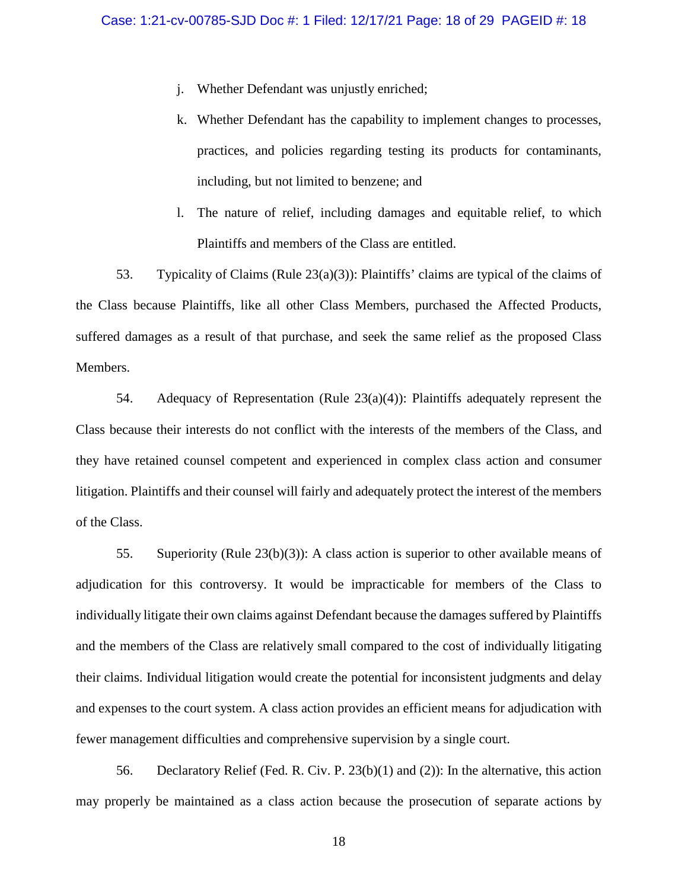j. Whether Defendant was unjustly enriched;

k. Whether Defendant has the capability to implement changes to processes, practices, and policies regarding testing its products for contaminants, including, but not limited to benzene; and

l. The nature of relief, including damages and equitable relief, to which Plaintiffs and members of the Class are entitled.

53. Typicality of Claims (Rule 23(a)(3)): Plaintiffs' claims are typical of the claims of the Class because Plaintiffs, like all other Class Members, purchased the Affected Products, suffered damages as a result of that purchase, and seek the same relief as the proposed Class Members.

54. Adequacy of Representation (Rule 23(a)(4)): Plaintiffs adequately represent the Class because their interests do not conflict with the interests of the members of the Class, and they have retained counsel competent and experienced in complex class action and consumer litigation. Plaintiffs and their counsel will fairly and adequately protect the interest of the members of the Class.

55. Superiority (Rule 23(b)(3)): A class action is superior to other available means of adjudication for this controversy. It would be impracticable for members of the Class to individually litigate their own claims against Defendant because the damages suffered by Plaintiffs and the members of the Class are relatively small compared to the cost of individually litigating their claims. Individual litigation would create the potential for inconsistent judgments and delay and expenses to the court system. A class action provides an efficient means for adjudication with fewer management difficulties and comprehensive supervision by a single court.

56. Declaratory Relief (Fed. R. Civ. P. 23(b)(1) and (2)): In the alternative, this action may properly be maintained as a class action because the prosecution of separate actions by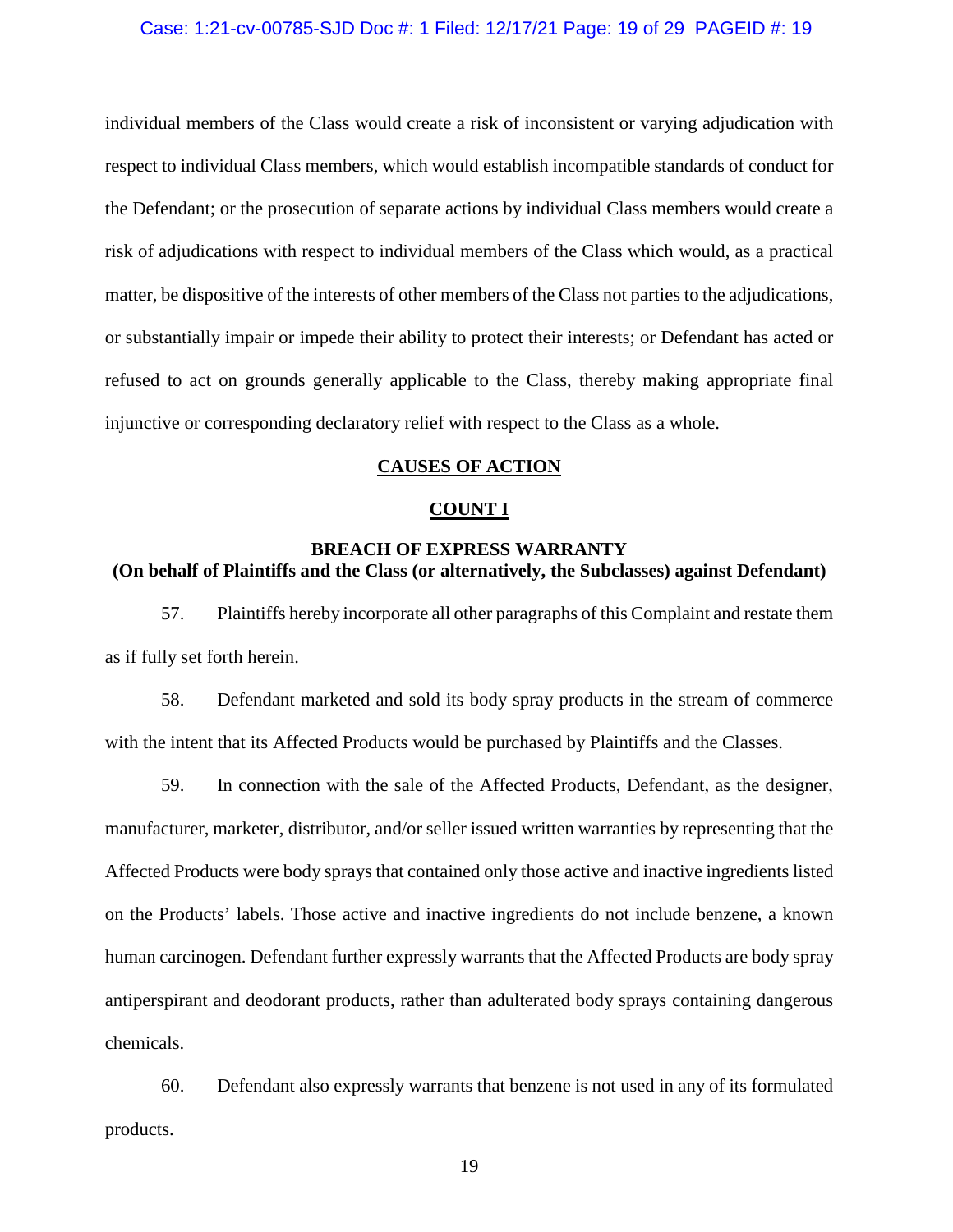individual members of the Class would create a risk of inconsistent or varying adjudication with respect to individual Class members, which would establish incompatible standards of conduct for the Defendant; or the prosecution of separate actions by individual Class members would create a risk of adjudications with respect to individual members of the Class which would, as a practical matter, be dispositive of the interests of other members of the Class not parties to the adjudications, or substantially impair or impede their ability to protect their interests; or Defendant has acted or refused to act on grounds generally applicable to the Class, thereby making appropriate final injunctive or corresponding declaratory relief with respect to the Class as a whole.

## CAUSES OF ACTION

## COUNT I

### BREACH OF EXPRESS WARRANTY
**(On behalf of Plaintiffs and the Class (or alternatively, the Subclasses) against Defendant)**

57. Plaintiffs hereby incorporate all other paragraphs of this Complaint and restate them as if fully set forth herein.

58. Defendant marketed and sold its body spray products in the stream of commerce with the intent that its Affected Products would be purchased by Plaintiffs and the Classes.

59. In connection with the sale of the Affected Products, Defendant, as the designer, manufacturer, marketer, distributor, and/or seller issued written warranties by representing that the Affected Products were body sprays that contained only those active and inactive ingredients listed on the Products' labels. Those active and inactive ingredients do not include benzene, a known human carcinogen. Defendant further expressly warrants that the Affected Products are body spray antiperspirant and deodorant products, rather than adulterated body sprays containing dangerous chemicals.

60. Defendant also expressly warrants that benzene is not used in any of its formulated products.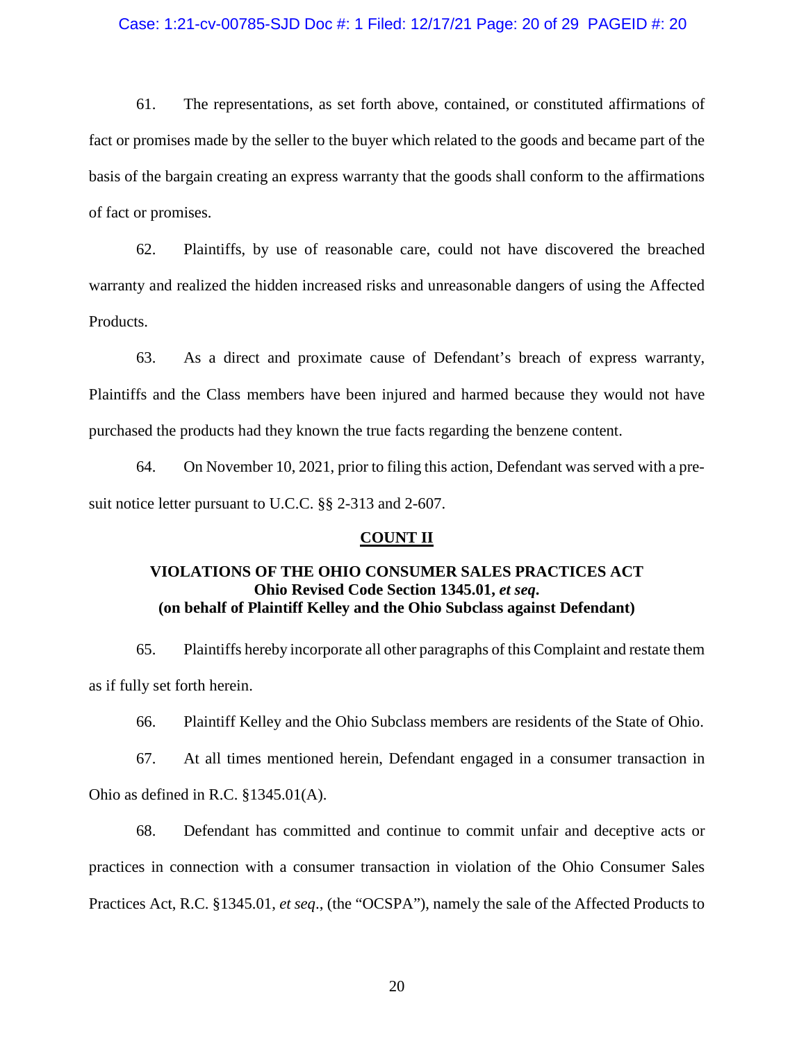61. The representations, as set forth above, contained, or constituted affirmations of fact or promises made by the seller to the buyer which related to the goods and became part of the basis of the bargain creating an express warranty that the goods shall conform to the affirmations of fact or promises.

62. Plaintiffs, by use of reasonable care, could not have discovered the breached warranty and realized the hidden increased risks and unreasonable dangers of using the Affected Products.

63. As a direct and proximate cause of Defendant's breach of express warranty, Plaintiffs and the Class members have been injured and harmed because they would not have purchased the products had they known the true facts regarding the benzene content.

64. On November 10, 2021, prior to filing this action, Defendant was served with a pre-suit notice letter pursuant to U.C.C. §§ 2-313 and 2-607.

## COUNT II

### VIOLATIONS OF THE OHIO CONSUMER SALES PRACTICES ACT
### Ohio Revised Code Section 1345.01, *et seq*.
### (on behalf of Plaintiff Kelley and the Ohio Subclass against Defendant)

65. Plaintiffs hereby incorporate all other paragraphs of this Complaint and restate them as if fully set forth herein.

66. Plaintiff Kelley and the Ohio Subclass members are residents of the State of Ohio.

67. At all times mentioned herein, Defendant engaged in a consumer transaction in Ohio as defined in R.C. §1345.01(A).

68. Defendant has committed and continue to commit unfair and deceptive acts or practices in connection with a consumer transaction in violation of the Ohio Consumer Sales Practices Act, R.C. §1345.01, *et seq*., (the "OCSPA"), namely the sale of the Affected Products to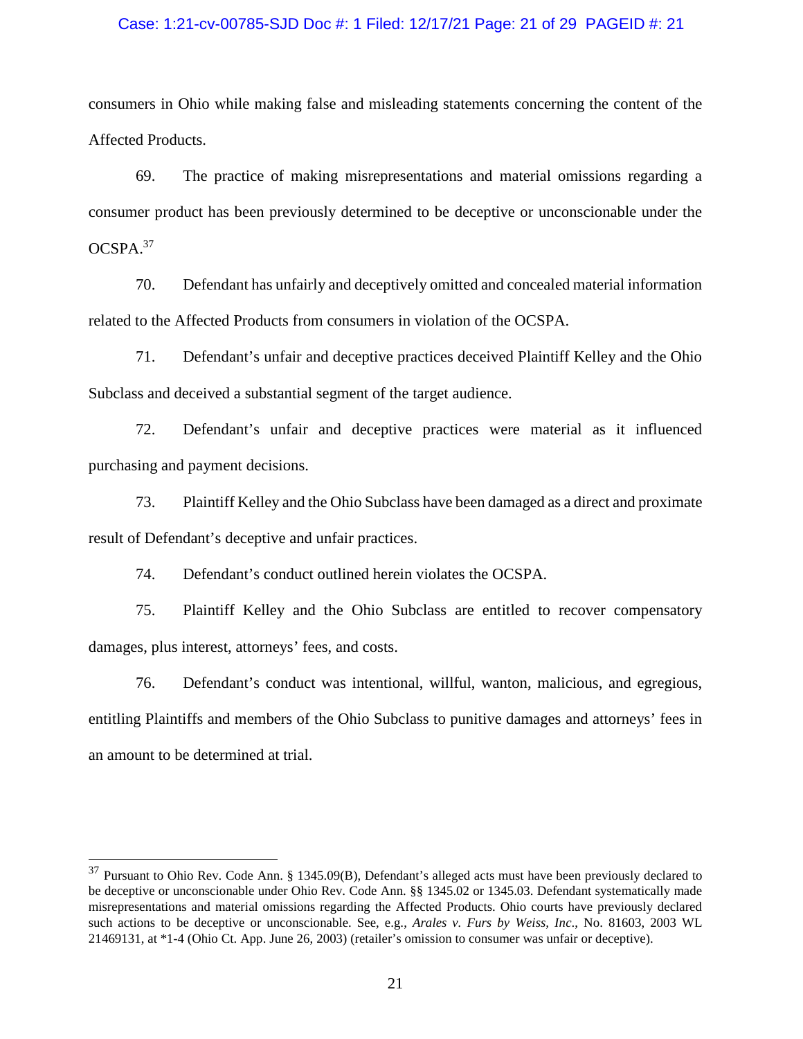consumers in Ohio while making false and misleading statements concerning the content of the Affected Products.

69. The practice of making misrepresentations and material omissions regarding a consumer product has been previously determined to be deceptive or unconscionable under the OCSPA.[37]

70. Defendant has unfairly and deceptively omitted and concealed material information related to the Affected Products from consumers in violation of the OCSPA.

71. Defendant's unfair and deceptive practices deceived Plaintiff Kelley and the Ohio Subclass and deceived a substantial segment of the target audience.

72. Defendant's unfair and deceptive practices were material as it influenced purchasing and payment decisions.

73. Plaintiff Kelley and the Ohio Subclass have been damaged as a direct and proximate result of Defendant's deceptive and unfair practices.

74. Defendant's conduct outlined herein violates the OCSPA.

75. Plaintiff Kelley and the Ohio Subclass are entitled to recover compensatory damages, plus interest, attorneys' fees, and costs.

76. Defendant's conduct was intentional, willful, wanton, malicious, and egregious, entitling Plaintiffs and members of the Ohio Subclass to punitive damages and attorneys' fees in an amount to be determined at trial.

---

[37] Pursuant to Ohio Rev. Code Ann. § 1345.09(B), Defendant's alleged acts must have been previously declared to be deceptive or unconscionable under Ohio Rev. Code Ann. §§ 1345.02 or 1345.03. Defendant systematically made misrepresentations and material omissions regarding the Affected Products. Ohio courts have previously declared such actions to be deceptive or unconscionable. See, e.g., *Arales v. Furs by Weiss, Inc*., No. 81603, 2003 WL 21469131, at *1-4 (Ohio Ct. App. June 26, 2003) (retailer's omission to consumer was unfair or deceptive).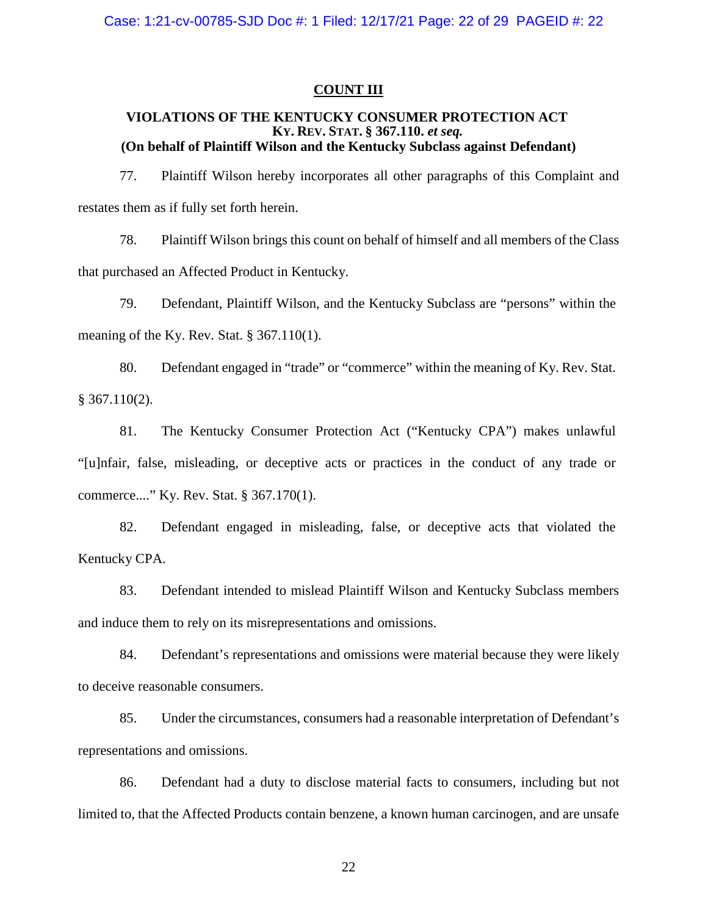## COUNT III

### VIOLATIONS OF THE KENTUCKY CONSUMER PROTECTION ACT
### KY. REV. STAT. § 367.110. *et seq.*
### (On behalf of Plaintiff Wilson and the Kentucky Subclass against Defendant)

77. Plaintiff Wilson hereby incorporates all other paragraphs of this Complaint and restates them as if fully set forth herein.

78. Plaintiff Wilson brings this count on behalf of himself and all members of the Class that purchased an Affected Product in Kentucky.

79. Defendant, Plaintiff Wilson, and the Kentucky Subclass are "persons" within the meaning of the Ky. Rev. Stat. § 367.110(1).

80. Defendant engaged in "trade" or "commerce" within the meaning of Ky. Rev. Stat. § 367.110(2).

81. The Kentucky Consumer Protection Act ("Kentucky CPA") makes unlawful "[u]nfair, false, misleading, or deceptive acts or practices in the conduct of any trade or commerce...." Ky. Rev. Stat. § 367.170(1).

82. Defendant engaged in misleading, false, or deceptive acts that violated the Kentucky CPA.

83. Defendant intended to mislead Plaintiff Wilson and Kentucky Subclass members and induce them to rely on its misrepresentations and omissions.

84. Defendant's representations and omissions were material because they were likely to deceive reasonable consumers.

85. Under the circumstances, consumers had a reasonable interpretation of Defendant's representations and omissions.

86. Defendant had a duty to disclose material facts to consumers, including but not limited to, that the Affected Products contain benzene, a known human carcinogen, and are unsafe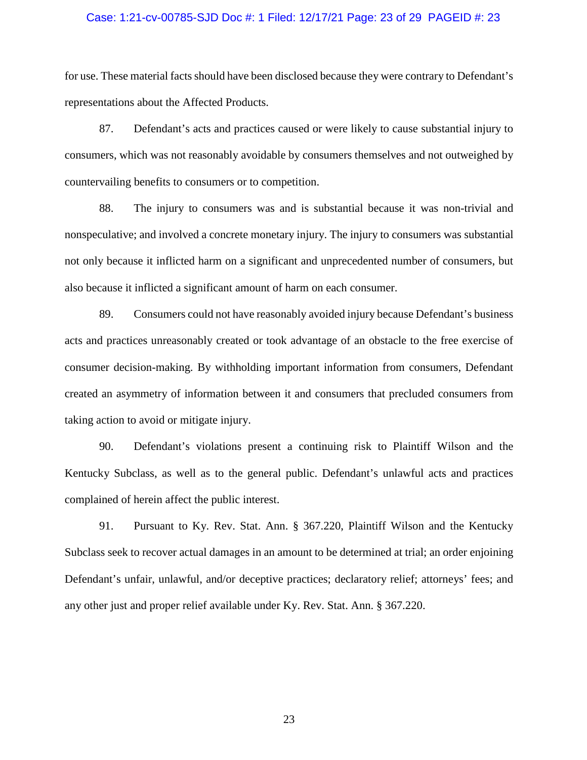for use. These material facts should have been disclosed because they were contrary to Defendant's representations about the Affected Products.

87. Defendant's acts and practices caused or were likely to cause substantial injury to consumers, which was not reasonably avoidable by consumers themselves and not outweighed by countervailing benefits to consumers or to competition.

88. The injury to consumers was and is substantial because it was non-trivial and nonspeculative; and involved a concrete monetary injury. The injury to consumers was substantial not only because it inflicted harm on a significant and unprecedented number of consumers, but also because it inflicted a significant amount of harm on each consumer.

89. Consumers could not have reasonably avoided injury because Defendant's business acts and practices unreasonably created or took advantage of an obstacle to the free exercise of consumer decision-making. By withholding important information from consumers, Defendant created an asymmetry of information between it and consumers that precluded consumers from taking action to avoid or mitigate injury.

90. Defendant's violations present a continuing risk to Plaintiff Wilson and the Kentucky Subclass, as well as to the general public. Defendant's unlawful acts and practices complained of herein affect the public interest.

91. Pursuant to Ky. Rev. Stat. Ann. § 367.220, Plaintiff Wilson and the Kentucky Subclass seek to recover actual damages in an amount to be determined at trial; an order enjoining Defendant's unfair, unlawful, and/or deceptive practices; declaratory relief; attorneys' fees; and any other just and proper relief available under Ky. Rev. Stat. Ann. § 367.220.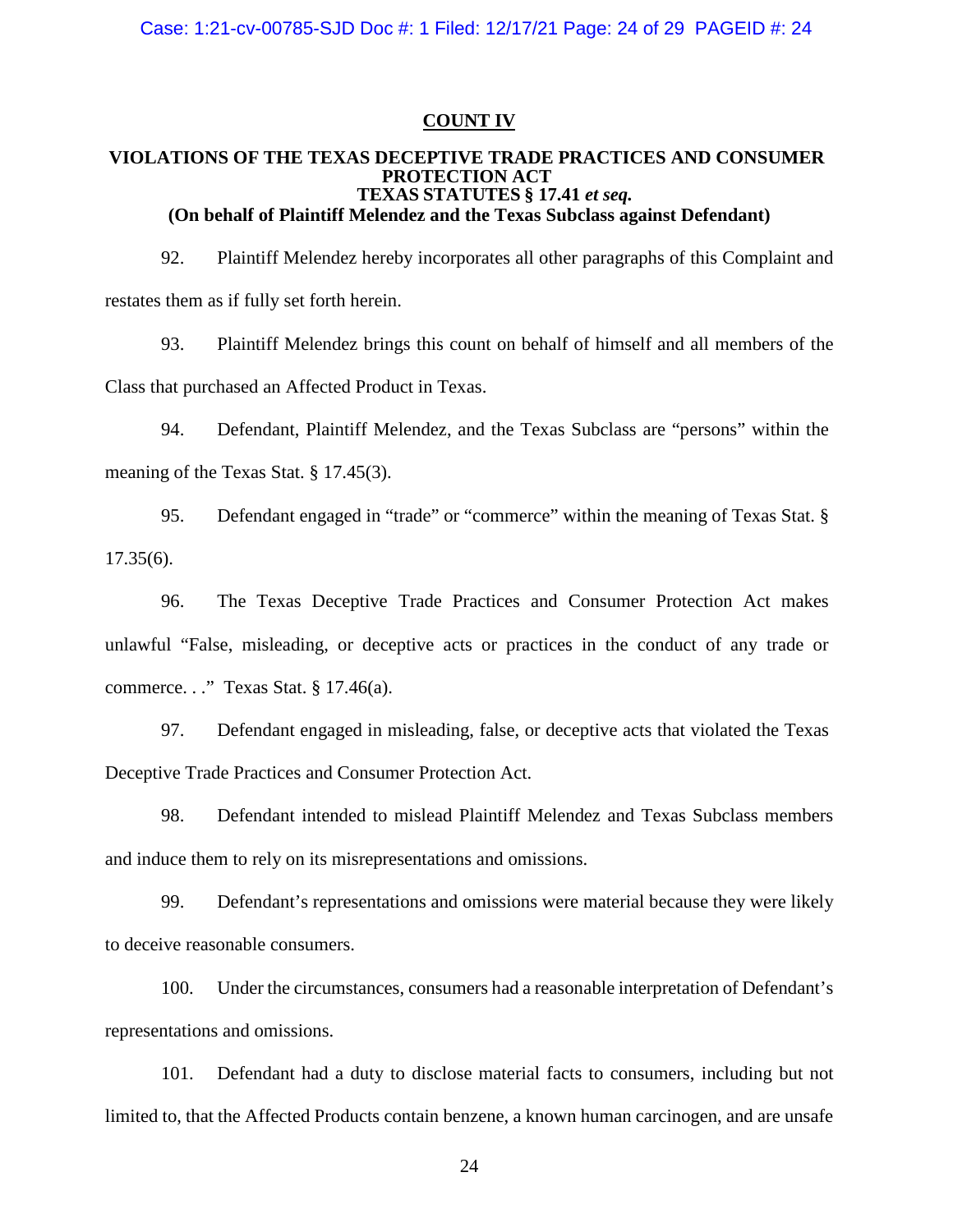## COUNT IV

### VIOLATIONS OF THE TEXAS DECEPTIVE TRADE PRACTICES AND CONSUMER PROTECTION ACT
### TEXAS STATUTES § 17.41 *et seq.*
### (On behalf of Plaintiff Melendez and the Texas Subclass against Defendant)

92. Plaintiff Melendez hereby incorporates all other paragraphs of this Complaint and restates them as if fully set forth herein.

93. Plaintiff Melendez brings this count on behalf of himself and all members of the Class that purchased an Affected Product in Texas.

94. Defendant, Plaintiff Melendez, and the Texas Subclass are "persons" within the meaning of the Texas Stat. § 17.45(3).

95. Defendant engaged in "trade" or "commerce" within the meaning of Texas Stat. § 17.35(6).

96. The Texas Deceptive Trade Practices and Consumer Protection Act makes unlawful "False, misleading, or deceptive acts or practices in the conduct of any trade or commerce. . ." Texas Stat. § 17.46(a).

97. Defendant engaged in misleading, false, or deceptive acts that violated the Texas Deceptive Trade Practices and Consumer Protection Act.

98. Defendant intended to mislead Plaintiff Melendez and Texas Subclass members and induce them to rely on its misrepresentations and omissions.

99. Defendant's representations and omissions were material because they were likely to deceive reasonable consumers.

100. Under the circumstances, consumers had a reasonable interpretation of Defendant's representations and omissions.

101. Defendant had a duty to disclose material facts to consumers, including but not limited to, that the Affected Products contain benzene, a known human carcinogen, and are unsafe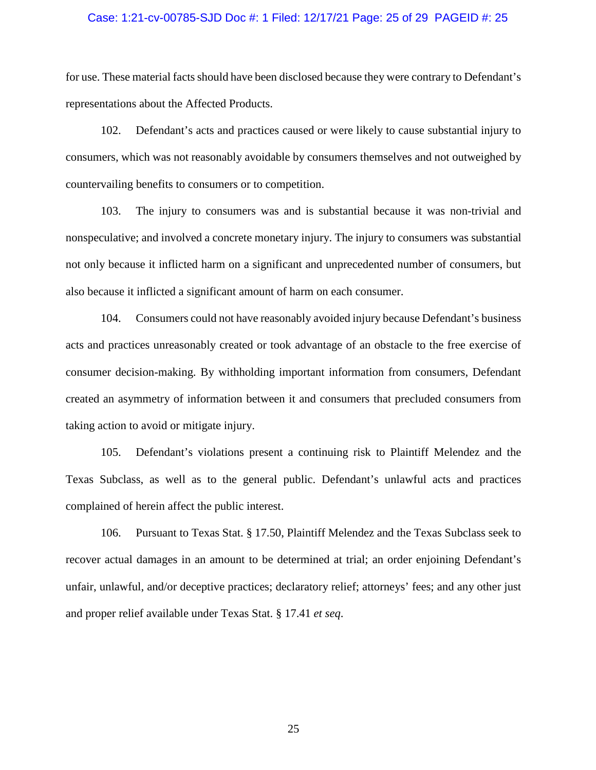for use. These material facts should have been disclosed because they were contrary to Defendant's representations about the Affected Products.

102. Defendant's acts and practices caused or were likely to cause substantial injury to consumers, which was not reasonably avoidable by consumers themselves and not outweighed by countervailing benefits to consumers or to competition.

103. The injury to consumers was and is substantial because it was non-trivial and nonspeculative; and involved a concrete monetary injury. The injury to consumers was substantial not only because it inflicted harm on a significant and unprecedented number of consumers, but also because it inflicted a significant amount of harm on each consumer.

104. Consumers could not have reasonably avoided injury because Defendant's business acts and practices unreasonably created or took advantage of an obstacle to the free exercise of consumer decision-making. By withholding important information from consumers, Defendant created an asymmetry of information between it and consumers that precluded consumers from taking action to avoid or mitigate injury.

105. Defendant's violations present a continuing risk to Plaintiff Melendez and the Texas Subclass, as well as to the general public. Defendant's unlawful acts and practices complained of herein affect the public interest.

106. Pursuant to Texas Stat. § 17.50, Plaintiff Melendez and the Texas Subclass seek to recover actual damages in an amount to be determined at trial; an order enjoining Defendant's unfair, unlawful, and/or deceptive practices; declaratory relief; attorneys' fees; and any other just and proper relief available under Texas Stat. § 17.41 *et seq.*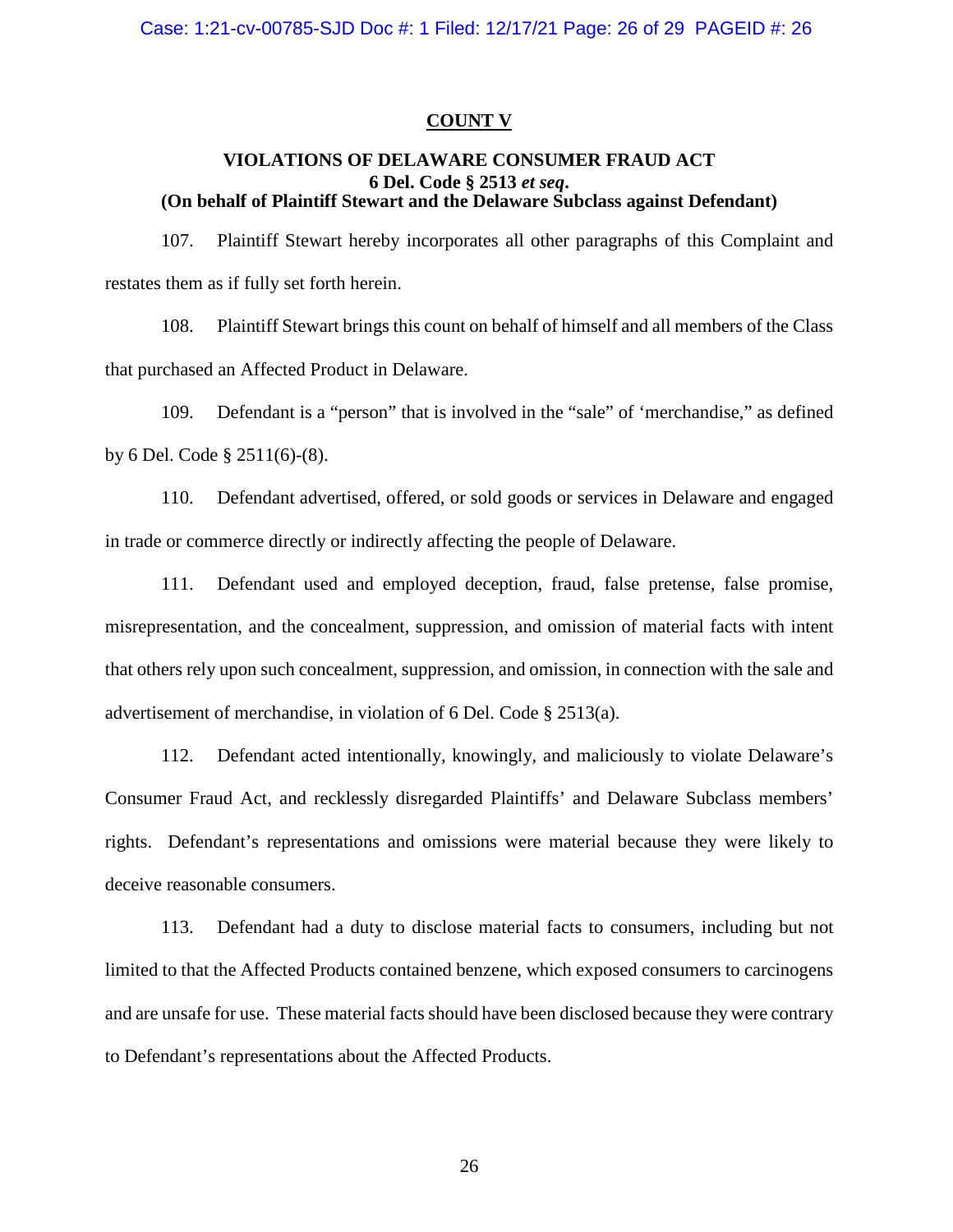**COUNT V**

**VIOLATIONS OF DELAWARE CONSUMER FRAUD ACT**
**6 Del. Code § 2513 *et seq*.**
**(On behalf of Plaintiff Stewart and the Delaware Subclass against Defendant)**

107. Plaintiff Stewart hereby incorporates all other paragraphs of this Complaint and restates them as if fully set forth herein.

108. Plaintiff Stewart brings this count on behalf of himself and all members of the Class that purchased an Affected Product in Delaware.

109. Defendant is a "person" that is involved in the "sale" of 'merchandise," as defined by 6 Del. Code § 2511(6)-(8).

110. Defendant advertised, offered, or sold goods or services in Delaware and engaged in trade or commerce directly or indirectly affecting the people of Delaware.

111. Defendant used and employed deception, fraud, false pretense, false promise, misrepresentation, and the concealment, suppression, and omission of material facts with intent that others rely upon such concealment, suppression, and omission, in connection with the sale and advertisement of merchandise, in violation of 6 Del. Code § 2513(a).

112. Defendant acted intentionally, knowingly, and maliciously to violate Delaware's Consumer Fraud Act, and recklessly disregarded Plaintiffs' and Delaware Subclass members' rights. Defendant's representations and omissions were material because they were likely to deceive reasonable consumers.

113. Defendant had a duty to disclose material facts to consumers, including but not limited to that the Affected Products contained benzene, which exposed consumers to carcinogens and are unsafe for use. These material facts should have been disclosed because they were contrary to Defendant's representations about the Affected Products.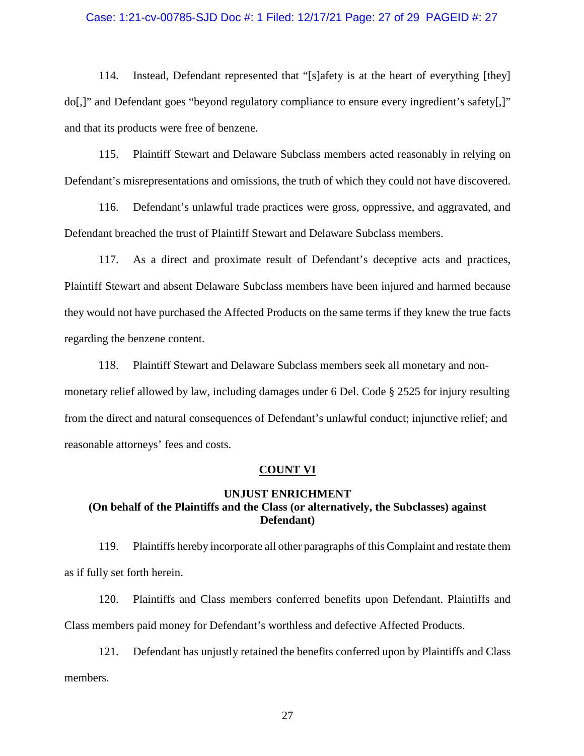114. Instead, Defendant represented that "[s]afety is at the heart of everything [they] do[,]" and Defendant goes "beyond regulatory compliance to ensure every ingredient's safety[,]" and that its products were free of benzene.

115. Plaintiff Stewart and Delaware Subclass members acted reasonably in relying on Defendant's misrepresentations and omissions, the truth of which they could not have discovered.

116. Defendant's unlawful trade practices were gross, oppressive, and aggravated, and Defendant breached the trust of Plaintiff Stewart and Delaware Subclass members.

117. As a direct and proximate result of Defendant's deceptive acts and practices, Plaintiff Stewart and absent Delaware Subclass members have been injured and harmed because they would not have purchased the Affected Products on the same terms if they knew the true facts regarding the benzene content.

118. Plaintiff Stewart and Delaware Subclass members seek all monetary and non-monetary relief allowed by law, including damages under 6 Del. Code § 2525 for injury resulting from the direct and natural consequences of Defendant's unlawful conduct; injunctive relief; and reasonable attorneys' fees and costs.

## <u>COUNT VI</u>

### UNJUST ENRICHMENT
### (On behalf of the Plaintiffs and the Class (or alternatively, the Subclasses) against Defendant)

119. Plaintiffs hereby incorporate all other paragraphs of this Complaint and restate them as if fully set forth herein.

120. Plaintiffs and Class members conferred benefits upon Defendant. Plaintiffs and Class members paid money for Defendant's worthless and defective Affected Products.

121. Defendant has unjustly retained the benefits conferred upon by Plaintiffs and Class members.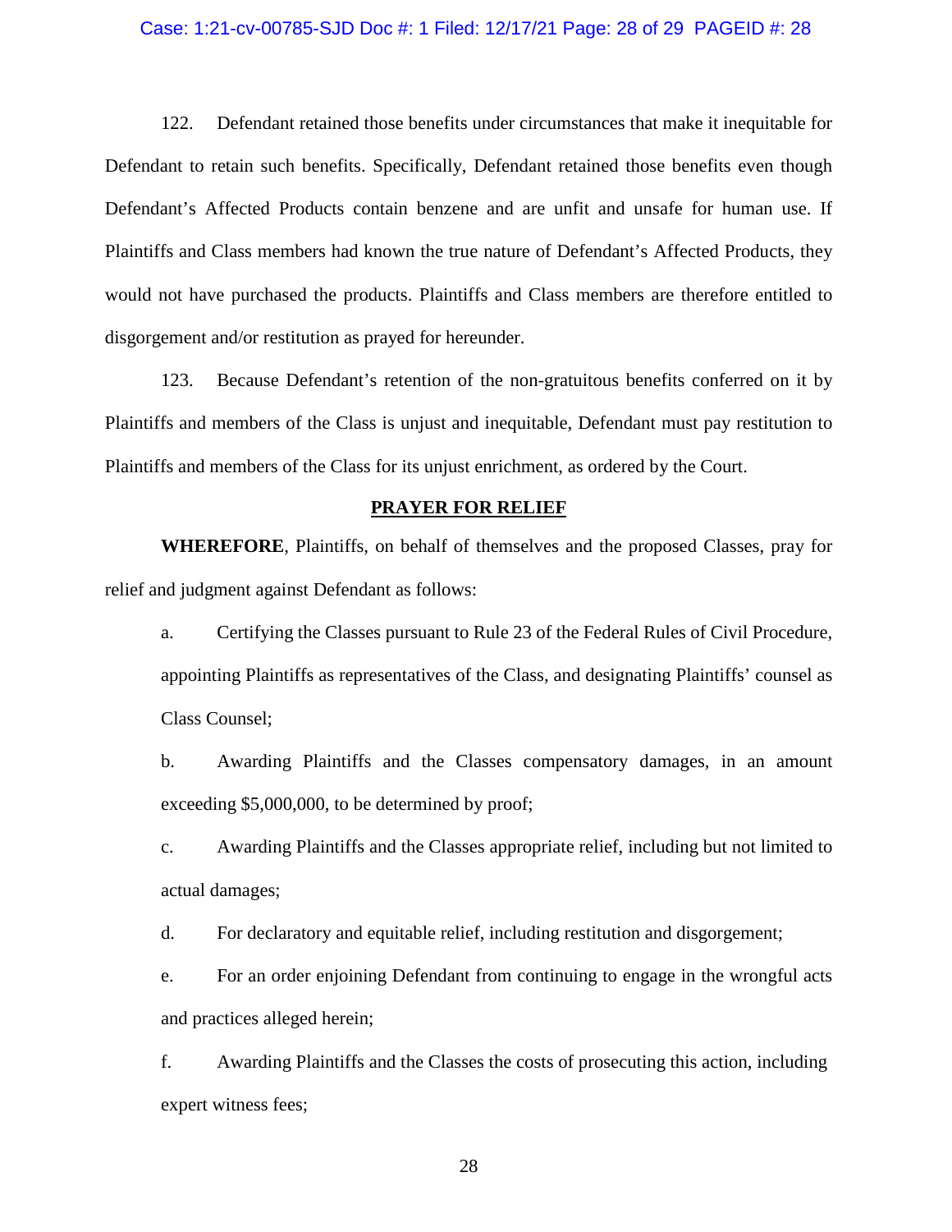122. Defendant retained those benefits under circumstances that make it inequitable for Defendant to retain such benefits. Specifically, Defendant retained those benefits even though Defendant's Affected Products contain benzene and are unfit and unsafe for human use. If Plaintiffs and Class members had known the true nature of Defendant's Affected Products, they would not have purchased the products. Plaintiffs and Class members are therefore entitled to disgorgement and/or restitution as prayed for hereunder.

123. Because Defendant's retention of the non-gratuitous benefits conferred on it by Plaintiffs and members of the Class is unjust and inequitable, Defendant must pay restitution to Plaintiffs and members of the Class for its unjust enrichment, as ordered by the Court.

## PRAYER FOR RELIEF

**WHEREFORE**, Plaintiffs, on behalf of themselves and the proposed Classes, pray for relief and judgment against Defendant as follows:

a. Certifying the Classes pursuant to Rule 23 of the Federal Rules of Civil Procedure, appointing Plaintiffs as representatives of the Class, and designating Plaintiffs' counsel as Class Counsel;

b. Awarding Plaintiffs and the Classes compensatory damages, in an amount exceeding $5,000,000, to be determined by proof;

c. Awarding Plaintiffs and the Classes appropriate relief, including but not limited to actual damages;

d. For declaratory and equitable relief, including restitution and disgorgement;

e. For an order enjoining Defendant from continuing to engage in the wrongful acts and practices alleged herein;

f. Awarding Plaintiffs and the Classes the costs of prosecuting this action, including expert witness fees;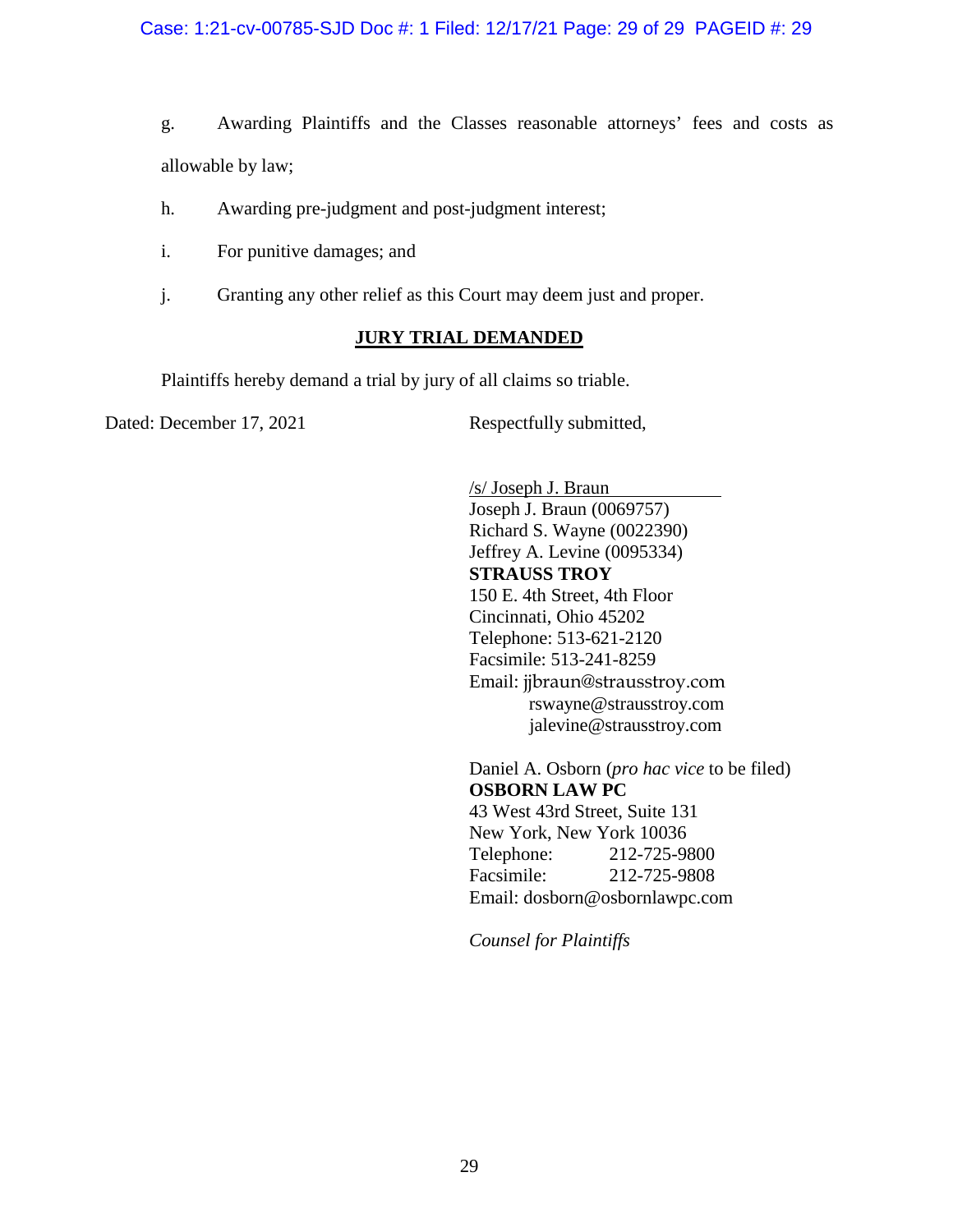g. Awarding Plaintiffs and the Classes reasonable attorneys' fees and costs as allowable by law;

h. Awarding pre-judgment and post-judgment interest;

i. For punitive damages; and

j. Granting any other relief as this Court may deem just and proper.

**JURY TRIAL DEMANDED**

Plaintiffs hereby demand a trial by jury of all claims so triable.

Dated: December 17, 2021

Respectfully submitted,

/s/ Joseph J. Braun
Joseph J. Braun (0069757)
Richard S. Wayne (0022390)
Jeffrey A. Levine (0095334)
**STRAUSS TROY**
150 E. 4th Street, 4th Floor
Cincinnati, Ohio 45202
Telephone: 513-621-2120
Facsimile: 513-241-8259
Email: jjbraun@strausstroy.com
rswayne@strausstroy.com
jalevine@strausstroy.com

Daniel A. Osborn (*pro hac vice* to be filed)
**OSBORN LAW PC**
43 West 43rd Street, Suite 131
New York, New York 10036
Telephone: 212-725-9800
Facsimile: 212-725-9808
Email: dosborn@osbornlawpc.com

*Counsel for Plaintiffs*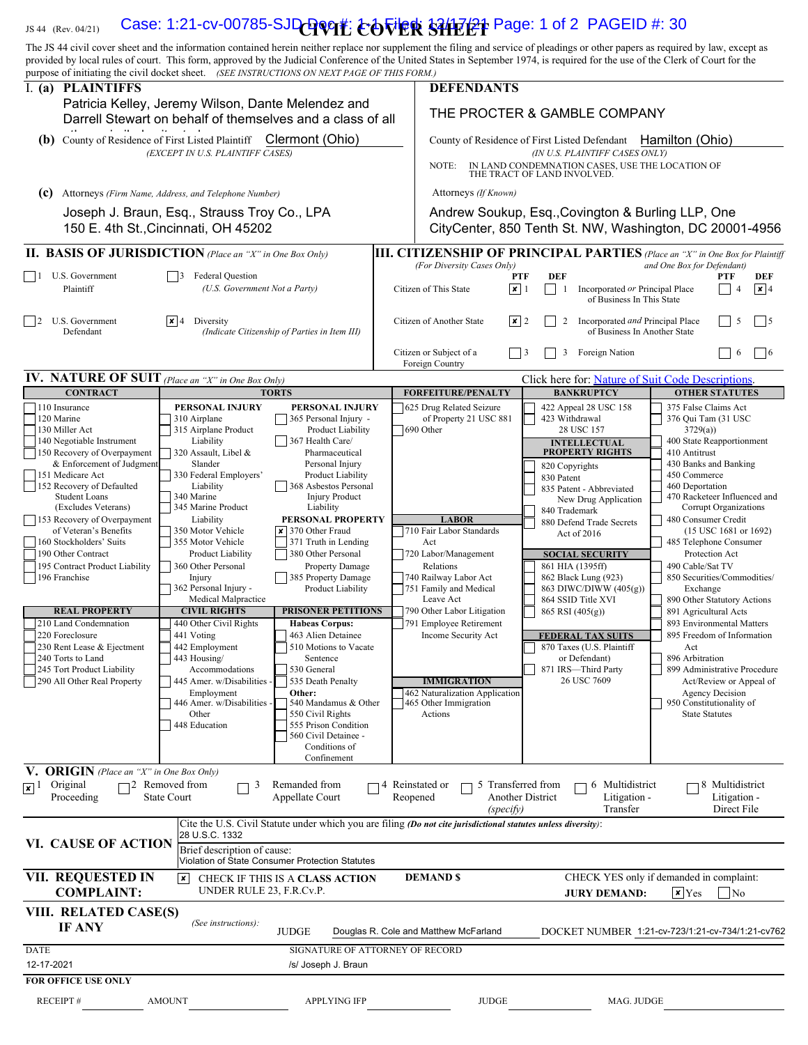JS 44 (Rev. 04/21)

# CIVIL COVER SHEET

The JS 44 civil cover sheet and the information contained herein neither replace nor supplement the filing and service of pleadings or other papers as required by law, except as provided by local rules of court. This form, approved by the Judicial Conference of the United States in September 1974, is required for the use of the Clerk of Court for the purpose of initiating the civil docket sheet. *(SEE INSTRUCTIONS ON NEXT PAGE OF THIS FORM.)*

## I. (a) PLAINTIFFS

Patricia Kelley, Jeremy Wilson, Dante Melendez and Darrell Stewart on behalf of themselves and a class of all others similarly situated

**(b)** County of Residence of First Listed Plaintiff: Clermont (Ohio)
*(EXCEPT IN U.S. PLAINTIFF CASES)*

**(c)** Attorneys *(Firm Name, Address, and Telephone Number)*

Joseph J. Braun, Esq., Strauss Troy Co., LPA
150 E. 4th St.,Cincinnati, OH 45202

## DEFENDANTS

THE PROCTER & GAMBLE COMPANY

County of Residence of First Listed Defendant: Hamilton (Ohio)
*(IN U.S. PLAINTIFF CASES ONLY)*

NOTE: IN LAND CONDEMNATION CASES, USE THE LOCATION OF THE TRACT OF LAND INVOLVED.

Attorneys *(If Known)*

Andrew Soukup, Esq.,Covington & Burling LLP, One CityCenter, 850 Tenth St. NW, Washington, DC 20001-4956

## II. BASIS OF JURISDICTION *(Place an "X" in One Box Only)*

- [ ] 1 U.S. Government Plaintiff
- [ ] 3 Federal Question (U.S. Government Not a Party)
- [ ] 2 U.S. Government Defendant
- [x] 4 Diversity (Indicate Citizenship of Parties in Item III)

## III. CITIZENSHIP OF PRINCIPAL PARTIES *(Place an "X" in One Box for Plaintiff and One Box for Defendant)* *(For Diversity Cases Only)*

| | PTF | DEF | | PTF | DEF |
|---|---|---|---|---|---|
| Citizen of This State | [x] 1 | [ ] 1 | Incorporated or Principal Place of Business In This State | [ ] 4 | [x] 4 |
| Citizen of Another State | [x] 2 | [ ] 2 | Incorporated and Principal Place of Business In Another State | [ ] 5 | [ ] 5 |
| Citizen or Subject of a Foreign Country | [ ] 3 | [ ] 3 | Foreign Nation | [ ] 6 | [ ] 6 |

## IV. NATURE OF SUIT *(Place an "X" in One Box Only)*

Click here for: Nature of Suit Code Descriptions.

**CONTRACT:** 110 Insurance; 120 Marine; 130 Miller Act; 140 Negotiable Instrument; 150 Recovery of Overpayment & Enforcement of Judgment; 151 Medicare Act; 152 Recovery of Defaulted Student Loans (Excludes Veterans); 153 Recovery of Overpayment of Veteran's Benefits; 160 Stockholders' Suits; 190 Other Contract; 195 Contract Product Liability; 196 Franchise

**REAL PROPERTY:** 210 Land Condemnation; 220 Foreclosure; 230 Rent Lease & Ejectment; 240 Torts to Land; 245 Tort Product Liability; 290 All Other Real Property

**TORTS — PERSONAL INJURY:** 310 Airplane; 315 Airplane Product Liability; 320 Assault, Libel & Slander; 330 Federal Employers' Liability; 340 Marine; 345 Marine Product Liability; 350 Motor Vehicle; 355 Motor Vehicle Product Liability; 360 Other Personal Injury; 362 Personal Injury - Medical Malpractice

**PERSONAL INJURY:** 365 Personal Injury - Product Liability; 367 Health Care/ Pharmaceutical Personal Injury Product Liability; 368 Asbestos Personal Injury Product Liability

**PERSONAL PROPERTY:** [x] 370 Other Fraud; 371 Truth in Lending; 380 Other Personal Property Damage; 385 Property Damage Product Liability

**CIVIL RIGHTS:** 440 Other Civil Rights; 441 Voting; 442 Employment; 443 Housing/ Accommodations; 445 Amer. w/Disabilities - Employment; 446 Amer. w/Disabilities - Other; 448 Education

**PRISONER PETITIONS — Habeas Corpus:** 463 Alien Detainee; 510 Motions to Vacate Sentence; 530 General; 535 Death Penalty; **Other:** 540 Mandamus & Other; 550 Civil Rights; 555 Prison Condition; 560 Civil Detainee - Conditions of Confinement

**FORFEITURE/PENALTY:** 625 Drug Related Seizure of Property 21 USC 881; 690 Other

**LABOR:** 710 Fair Labor Standards Act; 720 Labor/Management Relations; 740 Railway Labor Act; 751 Family and Medical Leave Act; 790 Other Labor Litigation; 791 Employee Retirement Income Security Act

**IMMIGRATION:** 462 Naturalization Application; 465 Other Immigration Actions

**BANKRUPTCY:** 422 Appeal 28 USC 158; 423 Withdrawal 28 USC 157

**INTELLECTUAL PROPERTY RIGHTS:** 820 Copyrights; 830 Patent; 835 Patent - Abbreviated New Drug Application; 840 Trademark; 880 Defend Trade Secrets Act of 2016

**SOCIAL SECURITY:** 861 HIA (1395ff); 862 Black Lung (923); 863 DIWC/DIWW (405(g)); 864 SSID Title XVI; 865 RSI (405(g))

**FEDERAL TAX SUITS:** 870 Taxes (U.S. Plaintiff or Defendant); 871 IRS—Third Party 26 USC 7609

**OTHER STATUTES:** 375 False Claims Act; 376 Qui Tam (31 USC 3729(a)); 400 State Reapportionment; 410 Antitrust; 430 Banks and Banking; 450 Commerce; 460 Deportation; 470 Racketeer Influenced and Corrupt Organizations; 480 Consumer Credit (15 USC 1681 or 1692); 485 Telephone Consumer Protection Act; 490 Cable/Sat TV; 850 Securities/Commodities/ Exchange; 890 Other Statutory Actions; 891 Agricultural Acts; 893 Environmental Matters; 895 Freedom of Information Act; 896 Arbitration; 899 Administrative Procedure Act/Review or Appeal of Agency Decision; 950 Constitutionality of State Statutes

## V. ORIGIN *(Place an "X" in One Box Only)*

- [x] 1 Original Proceeding
- [ ] 2 Removed from State Court
- [ ] 3 Remanded from Appellate Court
- [ ] 4 Reinstated or Reopened
- [ ] 5 Transferred from Another District *(specify)*
- [ ] 6 Multidistrict Litigation - Transfer
- [ ] 8 Multidistrict Litigation - Direct File

## VI. CAUSE OF ACTION

Cite the U.S. Civil Statute under which you are filing *(Do not cite jurisdictional statutes unless diversity)*: 28 U.S.C. 1332

Brief description of cause: Violation of State Consumer Protection Statutes

## VII. REQUESTED IN COMPLAINT:

[x] CHECK IF THIS IS A **CLASS ACTION** UNDER RULE 23, F.R.Cv.P.

**DEMAND $**

CHECK YES only if demanded in complaint: **JURY DEMAND:** [x] Yes [ ] No

## VIII. RELATED CASE(S) IF ANY

*(See instructions):*

JUDGE: Douglas R. Cole and Matthew McFarland

DOCKET NUMBER: 1:21-cv-723/1:21-cv-734/1:21-cv762

DATE: 12-17-2021

SIGNATURE OF ATTORNEY OF RECORD: /s/ Joseph J. Braun

**FOR OFFICE USE ONLY**

RECEIPT # ______ AMOUNT ______ APPLYING IFP ______ JUDGE ______ MAG. JUDGE ______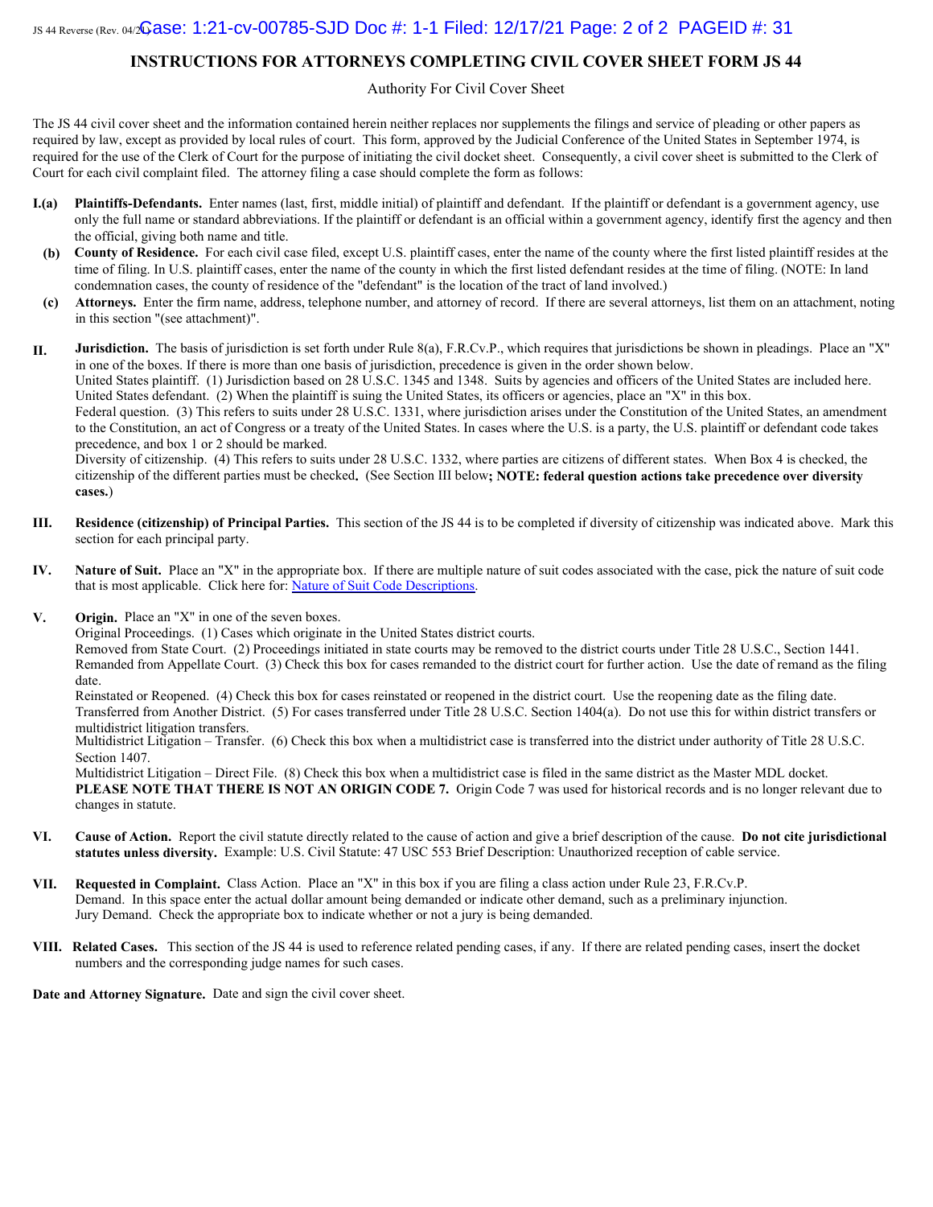# INSTRUCTIONS FOR ATTORNEYS COMPLETING CIVIL COVER SHEET FORM JS 44

Authority For Civil Cover Sheet

The JS 44 civil cover sheet and the information contained herein neither replaces nor supplements the filings and service of pleading or other papers as required by law, except as provided by local rules of court. This form, approved by the Judicial Conference of the United States in September 1974, is required for the use of the Clerk of Court for the purpose of initiating the civil docket sheet. Consequently, a civil cover sheet is submitted to the Clerk of Court for each civil complaint filed. The attorney filing a case should complete the form as follows:

**I.(a)** **Plaintiffs-Defendants.** Enter names (last, first, middle initial) of plaintiff and defendant. If the plaintiff or defendant is a government agency, use only the full name or standard abbreviations. If the plaintiff or defendant is an official within a government agency, identify first the agency and then the official, giving both name and title.

**(b)** **County of Residence.** For each civil case filed, except U.S. plaintiff cases, enter the name of the county where the first listed plaintiff resides at the time of filing. In U.S. plaintiff cases, enter the name of the county in which the first listed defendant resides at the time of filing. (NOTE: In land condemnation cases, the county of residence of the "defendant" is the location of the tract of land involved.)

**(c)** **Attorneys.** Enter the firm name, address, telephone number, and attorney of record. If there are several attorneys, list them on an attachment, noting in this section "(see attachment)".

**II.** **Jurisdiction.** The basis of jurisdiction is set forth under Rule 8(a), F.R.Cv.P., which requires that jurisdictions be shown in pleadings. Place an "X" in one of the boxes. If there is more than one basis of jurisdiction, precedence is given in the order shown below.
United States plaintiff. (1) Jurisdiction based on 28 U.S.C. 1345 and 1348. Suits by agencies and officers of the United States are included here.
United States defendant. (2) When the plaintiff is suing the United States, its officers or agencies, place an "X" in this box.
Federal question. (3) This refers to suits under 28 U.S.C. 1331, where jurisdiction arises under the Constitution of the United States, an amendment to the Constitution, an act of Congress or a treaty of the United States. In cases where the U.S. is a party, the U.S. plaintiff or defendant code takes precedence, and box 1 or 2 should be marked.
Diversity of citizenship. (4) This refers to suits under 28 U.S.C. 1332, where parties are citizens of different states. When Box 4 is checked, the citizenship of the different parties must be checked**.** (See Section III below**; NOTE: federal question actions take precedence over diversity cases.**)

**III.** **Residence (citizenship) of Principal Parties.** This section of the JS 44 is to be completed if diversity of citizenship was indicated above. Mark this section for each principal party.

**IV.** **Nature of Suit.** Place an "X" in the appropriate box. If there are multiple nature of suit codes associated with the case, pick the nature of suit code that is most applicable. Click here for: Nature of Suit Code Descriptions.

**V.** **Origin.** Place an "X" in one of the seven boxes.
Original Proceedings. (1) Cases which originate in the United States district courts.
Removed from State Court. (2) Proceedings initiated in state courts may be removed to the district courts under Title 28 U.S.C., Section 1441.
Remanded from Appellate Court. (3) Check this box for cases remanded to the district court for further action. Use the date of remand as the filing date.
Reinstated or Reopened. (4) Check this box for cases reinstated or reopened in the district court. Use the reopening date as the filing date.
Transferred from Another District. (5) For cases transferred under Title 28 U.S.C. Section 1404(a). Do not use this for within district transfers or multidistrict litigation transfers.
Multidistrict Litigation – Transfer. (6) Check this box when a multidistrict case is transferred into the district under authority of Title 28 U.S.C. Section 1407.
Multidistrict Litigation – Direct File. (8) Check this box when a multidistrict case is filed in the same district as the Master MDL docket.
**PLEASE NOTE THAT THERE IS NOT AN ORIGIN CODE 7.** Origin Code 7 was used for historical records and is no longer relevant due to changes in statute.

**VI.** **Cause of Action.** Report the civil statute directly related to the cause of action and give a brief description of the cause. **Do not cite jurisdictional statutes unless diversity.** Example: U.S. Civil Statute: 47 USC 553 Brief Description: Unauthorized reception of cable service.

**VII.** **Requested in Complaint.** Class Action. Place an "X" in this box if you are filing a class action under Rule 23, F.R.Cv.P.
Demand. In this space enter the actual dollar amount being demanded or indicate other demand, such as a preliminary injunction.
Jury Demand. Check the appropriate box to indicate whether or not a jury is being demanded.

**VIII.** **Related Cases.** This section of the JS 44 is used to reference related pending cases, if any. If there are related pending cases, insert the docket numbers and the corresponding judge names for such cases.

**Date and Attorney Signature.** Date and sign the civil cover sheet.